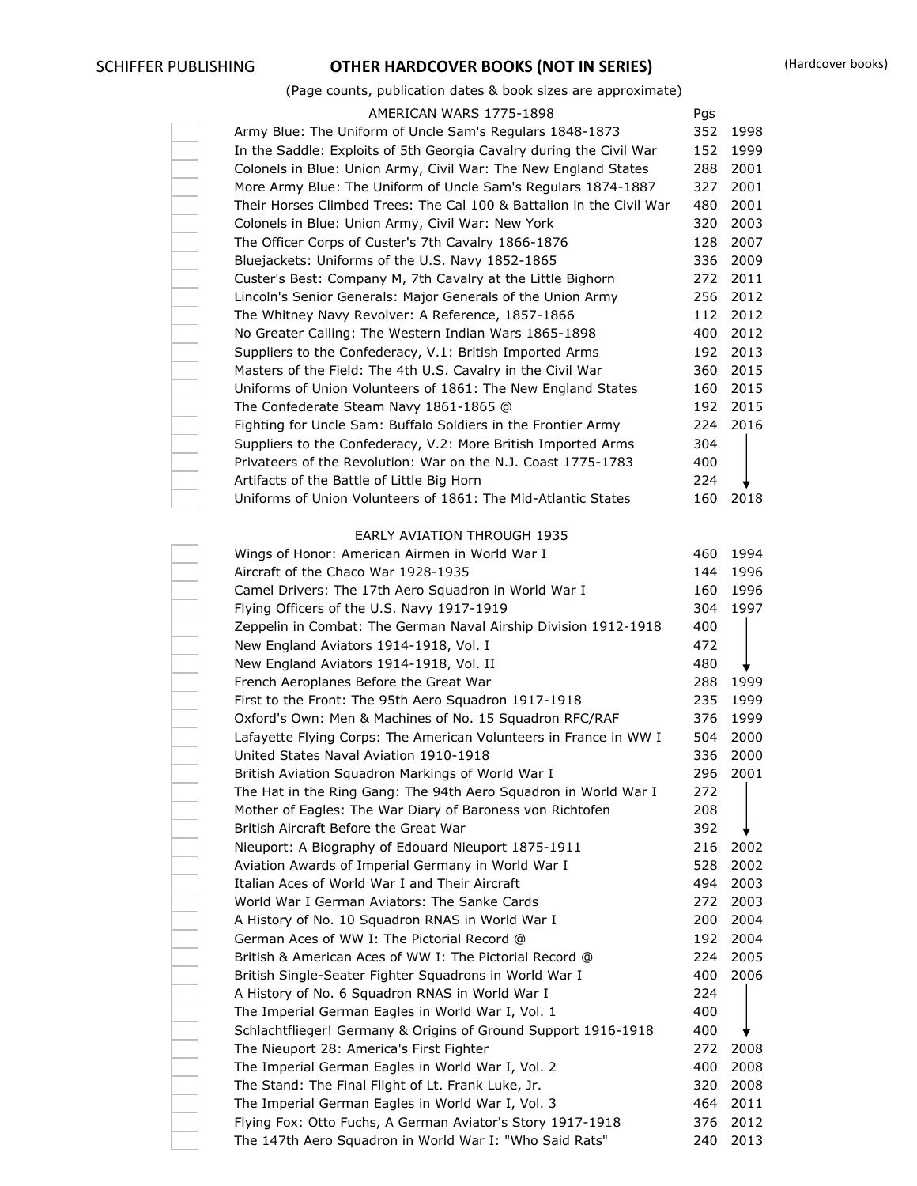SCHIFFER PUBLISHING

# OTHER HARDCOVER BOOKS (NOT IN SERIES)

(Hardcover books)

(Page counts, publication dates & book sizes are approximate)

| | AMERICAN WARS 1775-1898 | Pgs | |
|---|---|---|---|
| ☐ | Army Blue: The Uniform of Uncle Sam's Regulars 1848-1873 | 352 | 1998 |
| ☐ | In the Saddle: Exploits of 5th Georgia Cavalry during the Civil War | 152 | 1999 |
| ☐ | Colonels in Blue: Union Army, Civil War: The New England States | 288 | 2001 |
| ☐ | More Army Blue: The Uniform of Uncle Sam's Regulars 1874-1887 | 327 | 2001 |
| ☐ | Their Horses Climbed Trees: The Cal 100 & Battalion in the Civil War | 480 | 2001 |
| ☐ | Colonels in Blue: Union Army, Civil War: New York | 320 | 2003 |
| ☐ | The Officer Corps of Custer's 7th Cavalry 1866-1876 | 128 | 2007 |
| ☐ | Bluejackets: Uniforms of the U.S. Navy 1852-1865 | 336 | 2009 |
| ☐ | Custer's Best: Company M, 7th Cavalry at the Little Bighorn | 272 | 2011 |
| ☐ | Lincoln's Senior Generals: Major Generals of the Union Army | 256 | 2012 |
| ☐ | The Whitney Navy Revolver: A Reference, 1857-1866 | 112 | 2012 |
| ☐ | No Greater Calling: The Western Indian Wars 1865-1898 | 400 | 2012 |
| ☐ | Suppliers to the Confederacy, V.1: British Imported Arms | 192 | 2013 |
| ☐ | Masters of the Field: The 4th U.S. Cavalry in the Civil War | 360 | 2015 |
| ☐ | Uniforms of Union Volunteers of 1861: The New England States | 160 | 2015 |
| ☐ | The Confederate Steam Navy 1861-1865 @ | 192 | 2015 |
| ☐ | Fighting for Uncle Sam: Buffalo Soldiers in the Frontier Army | 224 | 2016 |
| ☐ | Suppliers to the Confederacy, V.2: More British Imported Arms | 304 | ↓ |
| ☐ | Privateers of the Revolution: War on the N.J. Coast 1775-1783 | 400 | ↓ |
| ☐ | Artifacts of the Battle of Little Big Horn | 224 | ↓ |
| ☐ | Uniforms of Union Volunteers of 1861: The Mid-Atlantic States | 160 | 2018 |

| | EARLY AVIATION THROUGH 1935 | | |
|---|---|---|---|
| ☐ | Wings of Honor: American Airmen in World War I | 460 | 1994 |
| ☐ | Aircraft of the Chaco War 1928-1935 | 144 | 1996 |
| ☐ | Camel Drivers: The 17th Aero Squadron in World War I | 160 | 1996 |
| ☐ | Flying Officers of the U.S. Navy 1917-1919 | 304 | 1997 |
| ☐ | Zeppelin in Combat: The German Naval Airship Division 1912-1918 | 400 | ↓ |
| ☐ | New England Aviators 1914-1918, Vol. I | 472 | ↓ |
| ☐ | New England Aviators 1914-1918, Vol. II | 480 | ↓ |
| ☐ | French Aeroplanes Before the Great War | 288 | 1999 |
| ☐ | First to the Front: The 95th Aero Squadron 1917-1918 | 235 | 1999 |
| ☐ | Oxford's Own: Men & Machines of No. 15 Squadron RFC/RAF | 376 | 1999 |
| ☐ | Lafayette Flying Corps: The American Volunteers in France in WW I | 504 | 2000 |
| ☐ | United States Naval Aviation 1910-1918 | 336 | 2000 |
| ☐ | British Aviation Squadron Markings of World War I | 296 | 2001 |
| ☐ | The Hat in the Ring Gang: The 94th Aero Squadron in World War I | 272 | ↓ |
| ☐ | Mother of Eagles: The War Diary of Baroness von Richtofen | 208 | ↓ |
| ☐ | British Aircraft Before the Great War | 392 | ↓ |
| ☐ | Nieuport: A Biography of Edouard Nieuport 1875-1911 | 216 | 2002 |
| ☐ | Aviation Awards of Imperial Germany in World War I | 528 | 2002 |
| ☐ | Italian Aces of World War I and Their Aircraft | 494 | 2003 |
| ☐ | World War I German Aviators: The Sanke Cards | 272 | 2003 |
| ☐ | A History of No. 10 Squadron RNAS in World War I | 200 | 2004 |
| ☐ | German Aces of WW I: The Pictorial Record @ | 192 | 2004 |
| ☐ | British & American Aces of WW I: The Pictorial Record @ | 224 | 2005 |
| ☐ | British Single-Seater Fighter Squadrons in World War I | 400 | 2006 |
| ☐ | A History of No. 6 Squadron RNAS in World War I | 224 | ↓ |
| ☐ | The Imperial German Eagles in World War I, Vol. 1 | 400 | ↓ |
| ☐ | Schlachtflieger! Germany & Origins of Ground Support 1916-1918 | 400 | ↓ |
| ☐ | The Nieuport 28: America's First Fighter | 272 | 2008 |
| ☐ | The Imperial German Eagles in World War I, Vol. 2 | 400 | 2008 |
| ☐ | The Stand: The Final Flight of Lt. Frank Luke, Jr. | 320 | 2008 |
| ☐ | The Imperial German Eagles in World War I, Vol. 3 | 464 | 2011 |
| ☐ | Flying Fox: Otto Fuchs, A German Aviator's Story 1917-1918 | 376 | 2012 |
| ☐ | The 147th Aero Squadron in World War I: "Who Said Rats" | 240 | 2013 |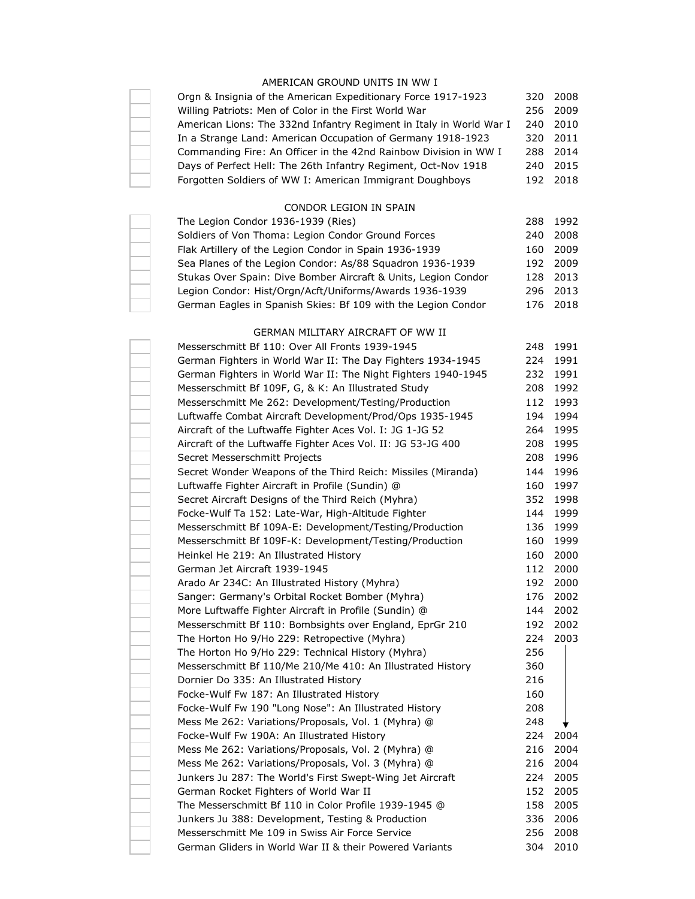## AMERICAN GROUND UNITS IN WW I

| | Title | Pages | Year |
|---|---|---|---|
| ☐ | Orgn & Insignia of the American Expeditionary Force 1917-1923 | 320 | 2008 |
| ☐ | Willing Patriots: Men of Color in the First World War | 256 | 2009 |
| ☐ | American Lions: The 332nd Infantry Regiment in Italy in World War I | 240 | 2010 |
| ☐ | In a Strange Land: American Occupation of Germany 1918-1923 | 320 | 2011 |
| ☐ | Commanding Fire: An Officer in the 42nd Rainbow Division in WW I | 288 | 2014 |
| ☐ | Days of Perfect Hell: The 26th Infantry Regiment, Oct-Nov 1918 | 240 | 2015 |
| ☐ | Forgotten Soldiers of WW I: American Immigrant Doughboys | 192 | 2018 |

## CONDOR LEGION IN SPAIN

| | Title | Pages | Year |
|---|---|---|---|
| ☐ | The Legion Condor 1936-1939 (Ries) | 288 | 1992 |
| ☐ | Soldiers of Von Thoma: Legion Condor Ground Forces | 240 | 2008 |
| ☐ | Flak Artillery of the Legion Condor in Spain 1936-1939 | 160 | 2009 |
| ☐ | Sea Planes of the Legion Condor: As/88 Squadron 1936-1939 | 192 | 2009 |
| ☐ | Stukas Over Spain: Dive Bomber Aircraft & Units, Legion Condor | 128 | 2013 |
| ☐ | Legion Condor: Hist/Orgn/Acft/Uniforms/Awards 1936-1939 | 296 | 2013 |
| ☐ | German Eagles in Spanish Skies: Bf 109 with the Legion Condor | 176 | 2018 |

## GERMAN MILITARY AIRCRAFT OF WW II

| | Title | Pages | Year |
|---|---|---|---|
| ☐ | Messerschmitt Bf 110: Over All Fronts 1939-1945 | 248 | 1991 |
| ☐ | German Fighters in World War II: The Day Fighters 1934-1945 | 224 | 1991 |
| ☐ | German Fighters in World War II: The Night Fighters 1940-1945 | 232 | 1991 |
| ☐ | Messerschmitt Bf 109F, G, & K: An Illustrated Study | 208 | 1992 |
| ☐ | Messerschmitt Me 262: Development/Testing/Production | 112 | 1993 |
| ☐ | Luftwaffe Combat Aircraft Development/Prod/Ops 1935-1945 | 194 | 1994 |
| ☐ | Aircraft of the Luftwaffe Fighter Aces Vol. I: JG 1-JG 52 | 264 | 1995 |
| ☐ | Aircraft of the Luftwaffe Fighter Aces Vol. II: JG 53-JG 400 | 208 | 1995 |
| ☐ | Secret Messerschmitt Projects | 208 | 1996 |
| ☐ | Secret Wonder Weapons of the Third Reich: Missiles (Miranda) | 144 | 1996 |
| ☐ | Luftwaffe Fighter Aircraft in Profile (Sundin) @ | 160 | 1997 |
| ☐ | Secret Aircraft Designs of the Third Reich (Myhra) | 352 | 1998 |
| ☐ | Focke-Wulf Ta 152: Late-War, High-Altitude Fighter | 144 | 1999 |
| ☐ | Messerschmitt Bf 109A-E: Development/Testing/Production | 136 | 1999 |
| ☐ | Messerschmitt Bf 109F-K: Development/Testing/Production | 160 | 1999 |
| ☐ | Heinkel He 219: An Illustrated History | 160 | 2000 |
| ☐ | German Jet Aircraft 1939-1945 | 112 | 2000 |
| ☐ | Arado Ar 234C: An Illustrated History (Myhra) | 192 | 2000 |
| ☐ | Sanger: Germany's Orbital Rocket Bomber (Myhra) | 176 | 2002 |
| ☐ | More Luftwaffe Fighter Aircraft in Profile (Sundin) @ | 144 | 2002 |
| ☐ | Messerschmitt Bf 110: Bombsights over England, EprGr 210 | 192 | 2002 |
| ☐ | The Horton Ho 9/Ho 229: Retropective (Myhra) | 224 | 2003 |
| ☐ | The Horton Ho 9/Ho 229: Technical History (Myhra) | 256 | ↓ |
| ☐ | Messerschmitt Bf 110/Me 210/Me 410: An Illustrated History | 360 | ↓ |
| ☐ | Dornier Do 335: An Illustrated History | 216 | ↓ |
| ☐ | Focke-Wulf Fw 187: An Illustrated History | 160 | ↓ |
| ☐ | Focke-Wulf Fw 190 "Long Nose": An Illustrated History | 208 | ↓ |
| ☐ | Mess Me 262: Variations/Proposals, Vol. 1 (Myhra) @ | 248 | ↓ |
| ☐ | Focke-Wulf Fw 190A: An Illustrated History | 224 | 2004 |
| ☐ | Mess Me 262: Variations/Proposals, Vol. 2 (Myhra) @ | 216 | 2004 |
| ☐ | Mess Me 262: Variations/Proposals, Vol. 3 (Myhra) @ | 216 | 2004 |
| ☐ | Junkers Ju 287: The World's First Swept-Wing Jet Aircraft | 224 | 2005 |
| ☐ | German Rocket Fighters of World War II | 152 | 2005 |
| ☐ | The Messerschmitt Bf 110 in Color Profile 1939-1945 @ | 158 | 2005 |
| ☐ | Junkers Ju 388: Development, Testing & Production | 336 | 2006 |
| ☐ | Messerschmitt Me 109 in Swiss Air Force Service | 256 | 2008 |
| ☐ | German Gliders in World War II & their Powered Variants | 304 | 2010 |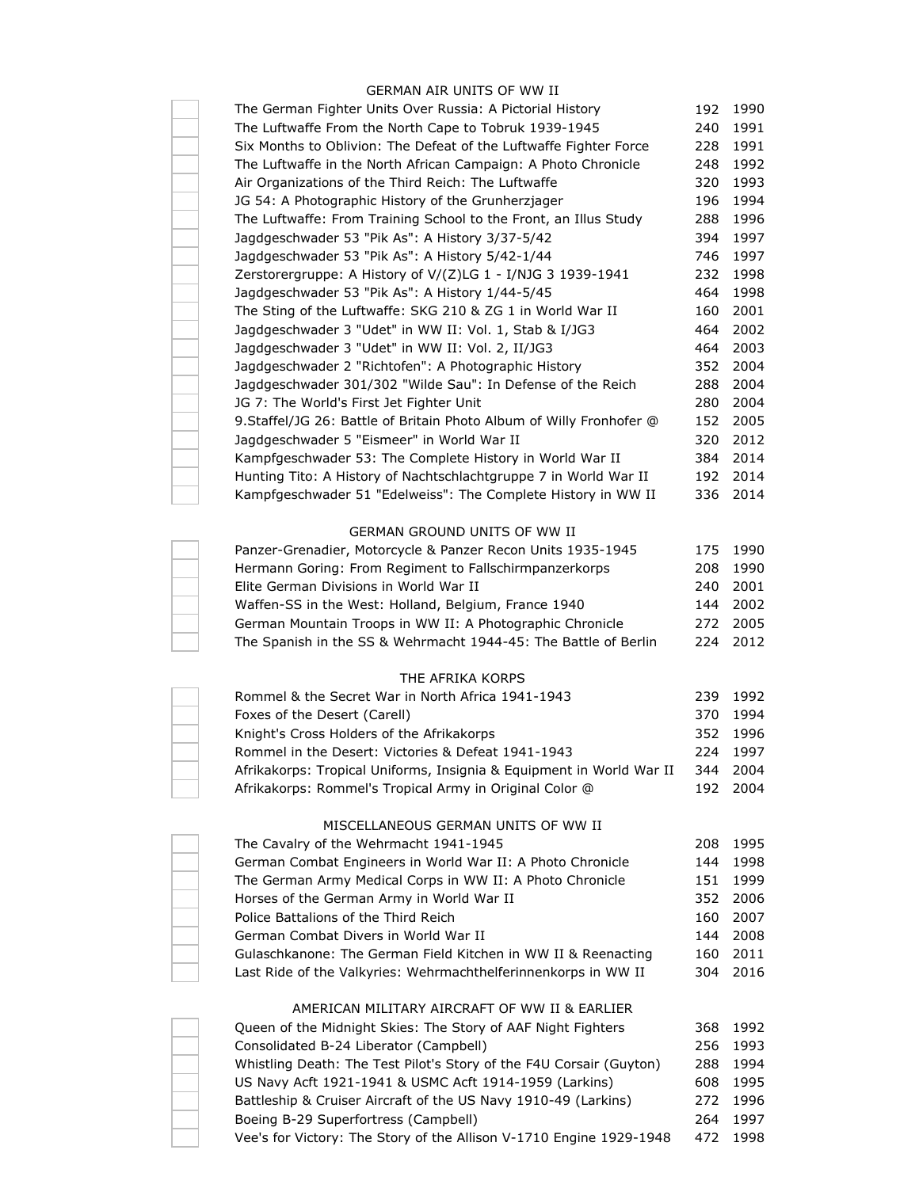## GERMAN AIR UNITS OF WW II

| | Title | Pages | Year |
|---|---|---|---|
| | The German Fighter Units Over Russia: A Pictorial History | 192 | 1990 |
| | The Luftwaffe From the North Cape to Tobruk 1939-1945 | 240 | 1991 |
| | Six Months to Oblivion: The Defeat of the Luftwaffe Fighter Force | 228 | 1991 |
| | The Luftwaffe in the North African Campaign: A Photo Chronicle | 248 | 1992 |
| | Air Organizations of the Third Reich: The Luftwaffe | 320 | 1993 |
| | JG 54: A Photographic History of the Grunherzjager | 196 | 1994 |
| | The Luftwaffe: From Training School to the Front, an Illus Study | 288 | 1996 |
| | Jagdgeschwader 53 "Pik As": A History 3/37-5/42 | 394 | 1997 |
| | Jagdgeschwader 53 "Pik As": A History 5/42-1/44 | 746 | 1997 |
| | Zerstorergruppe: A History of V/(Z)LG 1 - I/NJG 3 1939-1941 | 232 | 1998 |
| | Jagdgeschwader 53 "Pik As": A History 1/44-5/45 | 464 | 1998 |
| | The Sting of the Luftwaffe: SKG 210 & ZG 1 in World War II | 160 | 2001 |
| | Jagdgeschwader 3 "Udet" in WW II: Vol. 1, Stab & I/JG3 | 464 | 2002 |
| | Jagdgeschwader 3 "Udet" in WW II: Vol. 2, II/JG3 | 464 | 2003 |
| | Jagdgeschwader 2 "Richtofen": A Photographic History | 352 | 2004 |
| | Jagdgeschwader 301/302 "Wilde Sau": In Defense of the Reich | 288 | 2004 |
| | JG 7: The World's First Jet Fighter Unit | 280 | 2004 |
| | 9.Staffel/JG 26: Battle of Britain Photo Album of Willy Fronhofer @ | 152 | 2005 |
| | Jagdgeschwader 5 "Eismeer" in World War II | 320 | 2012 |
| | Kampfgeschwader 53: The Complete History in World War II | 384 | 2014 |
| | Hunting Tito: A History of Nachtschlachtgruppe 7 in World War II | 192 | 2014 |
| | Kampfgeschwader 51 "Edelweiss": The Complete History in WW II | 336 | 2014 |

## GERMAN GROUND UNITS OF WW II

| | Title | Pages | Year |
|---|---|---|---|
| | Panzer-Grenadier, Motorcycle & Panzer Recon Units 1935-1945 | 175 | 1990 |
| | Hermann Goring: From Regiment to Fallschirmpanzerkorps | 208 | 1990 |
| | Elite German Divisions in World War II | 240 | 2001 |
| | Waffen-SS in the West: Holland, Belgium, France 1940 | 144 | 2002 |
| | German Mountain Troops in WW II: A Photographic Chronicle | 272 | 2005 |
| | The Spanish in the SS & Wehrmacht 1944-45: The Battle of Berlin | 224 | 2012 |

## THE AFRIKA KORPS

| | Title | Pages | Year |
|---|---|---|---|
| | Rommel & the Secret War in North Africa 1941-1943 | 239 | 1992 |
| | Foxes of the Desert (Carell) | 370 | 1994 |
| | Knight's Cross Holders of the Afrikakorps | 352 | 1996 |
| | Rommel in the Desert: Victories & Defeat 1941-1943 | 224 | 1997 |
| | Afrikakorps: Tropical Uniforms, Insignia & Equipment in World War II | 344 | 2004 |
| | Afrikakorps: Rommel's Tropical Army in Original Color @ | 192 | 2004 |

## MISCELLANEOUS GERMAN UNITS OF WW II

| | Title | Pages | Year |
|---|---|---|---|
| | The Cavalry of the Wehrmacht 1941-1945 | 208 | 1995 |
| | German Combat Engineers in World War II: A Photo Chronicle | 144 | 1998 |
| | The German Army Medical Corps in WW II: A Photo Chronicle | 151 | 1999 |
| | Horses of the German Army in World War II | 352 | 2006 |
| | Police Battalions of the Third Reich | 160 | 2007 |
| | German Combat Divers in World War II | 144 | 2008 |
| | Gulaschkanone: The German Field Kitchen in WW II & Reenacting | 160 | 2011 |
| | Last Ride of the Valkyries: Wehrmachthelferinnenkorps in WW II | 304 | 2016 |

## AMERICAN MILITARY AIRCRAFT OF WW II & EARLIER

| | Title | Pages | Year |
|---|---|---|---|
| | Queen of the Midnight Skies: The Story of AAF Night Fighters | 368 | 1992 |
| | Consolidated B-24 Liberator (Campbell) | 256 | 1993 |
| | Whistling Death: The Test Pilot's Story of the F4U Corsair (Guyton) | 288 | 1994 |
| | US Navy Acft 1921-1941 & USMC Acft 1914-1959 (Larkins) | 608 | 1995 |
| | Battleship & Cruiser Aircraft of the US Navy 1910-49 (Larkins) | 272 | 1996 |
| | Boeing B-29 Superfortress (Campbell) | 264 | 1997 |
| | Vee's for Victory: The Story of the Allison V-1710 Engine 1929-1948 | 472 | 1998 |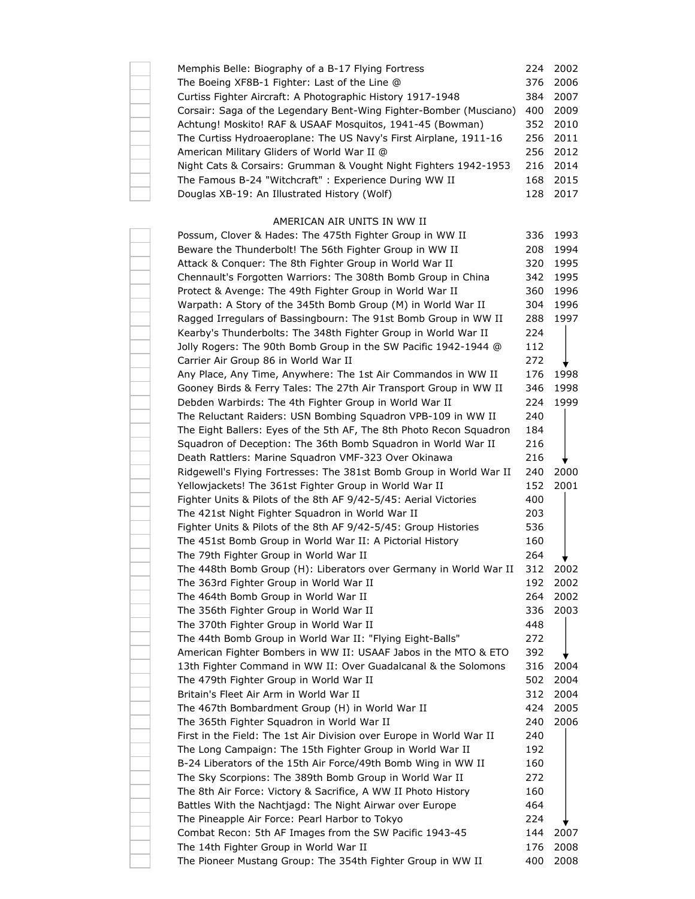| | Title | Pages | Year |
|---|---|---|---|
| | Memphis Belle: Biography of a B-17 Flying Fortress | 224 | 2002 |
| | The Boeing XF8B-1 Fighter: Last of the Line @ | 376 | 2006 |
| | Curtiss Fighter Aircraft: A Photographic History 1917-1948 | 384 | 2007 |
| | Corsair: Saga of the Legendary Bent-Wing Fighter-Bomber (Musciano) | 400 | 2009 |
| | Achtung! Moskito! RAF & USAAF Mosquitos, 1941-45 (Bowman) | 352 | 2010 |
| | The Curtiss Hydroaeroplane: The US Navy's First Airplane, 1911-16 | 256 | 2011 |
| | American Military Gliders of World War II @ | 256 | 2012 |
| | Night Cats & Corsairs: Grumman & Vought Night Fighters 1942-1953 | 216 | 2014 |
| | The Famous B-24 "Witchcraft" : Experience During WW II | 168 | 2015 |
| | Douglas XB-19: An Illustrated History (Wolf) | 128 | 2017 |

## AMERICAN AIR UNITS IN WW II

| | Title | Pages | Year |
|---|---|---|---|
| | Possum, Clover & Hades: The 475th Fighter Group in WW II | 336 | 1993 |
| | Beware the Thunderbolt! The 56th Fighter Group in WW II | 208 | 1994 |
| | Attack & Conquer: The 8th Fighter Group in World War II | 320 | 1995 |
| | Chennault's Forgotten Warriors: The 308th Bomb Group in China | 342 | 1995 |
| | Protect & Avenge: The 49th Fighter Group in World War II | 360 | 1996 |
| | Warpath: A Story of the 345th Bomb Group (M) in World War II | 304 | 1996 |
| | Ragged Irregulars of Bassingbourn: The 91st Bomb Group in WW II | 288 | 1997 |
| | Kearby's Thunderbolts: The 348th Fighter Group in World War II | 224 | ↓ |
| | Jolly Rogers: The 90th Bomb Group in the SW Pacific 1942-1944 @ | 112 | ↓ |
| | Carrier Air Group 86 in World War II | 272 | ↓ |
| | Any Place, Any Time, Anywhere: The 1st Air Commandos in WW II | 176 | 1998 |
| | Gooney Birds & Ferry Tales: The 27th Air Transport Group in WW II | 346 | 1998 |
| | Debden Warbirds: The 4th Fighter Group in World War II | 224 | 1999 |
| | The Reluctant Raiders: USN Bombing Squadron VPB-109 in WW II | 240 | ↓ |
| | The Eight Ballers: Eyes of the 5th AF, The 8th Photo Recon Squadron | 184 | ↓ |
| | Squadron of Deception: The 36th Bomb Squadron in World War II | 216 | ↓ |
| | Death Rattlers: Marine Squadron VMF-323 Over Okinawa | 216 | ↓ |
| | Ridgewell's Flying Fortresses: The 381st Bomb Group in World War II | 240 | 2000 |
| | Yellowjackets! The 361st Fighter Group in World War II | 152 | 2001 |
| | Fighter Units & Pilots of the 8th AF 9/42-5/45: Aerial Victories | 400 | ↓ |
| | The 421st Night Fighter Squadron in World War II | 203 | ↓ |
| | Fighter Units & Pilots of the 8th AF 9/42-5/45: Group Histories | 536 | ↓ |
| | The 451st Bomb Group in World War II: A Pictorial History | 160 | ↓ |
| | The 79th Fighter Group in World War II | 264 | ↓ |
| | The 448th Bomb Group (H): Liberators over Germany in World War II | 312 | 2002 |
| | The 363rd Fighter Group in World War II | 192 | 2002 |
| | The 464th Bomb Group in World War II | 264 | 2002 |
| | The 356th Fighter Group in World War II | 336 | 2003 |
| | The 370th Fighter Group in World War II | 448 | ↓ |
| | The 44th Bomb Group in World War II: "Flying Eight-Balls" | 272 | ↓ |
| | American Fighter Bombers in WW II: USAAF Jabos in the MTO & ETO | 392 | ↓ |
| | 13th Fighter Command in WW II: Over Guadalcanal & the Solomons | 316 | 2004 |
| | The 479th Fighter Group in World War II | 502 | 2004 |
| | Britain's Fleet Air Arm in World War II | 312 | 2004 |
| | The 467th Bombardment Group (H) in World War II | 424 | 2005 |
| | The 365th Fighter Squadron in World War II | 240 | 2006 |
| | First in the Field: The 1st Air Division over Europe in World War II | 240 | ↓ |
| | The Long Campaign: The 15th Fighter Group in World War II | 192 | ↓ |
| | B-24 Liberators of the 15th Air Force/49th Bomb Wing in WW II | 160 | ↓ |
| | The Sky Scorpions: The 389th Bomb Group in World War II | 272 | ↓ |
| | The 8th Air Force: Victory & Sacrifice, A WW II Photo History | 160 | ↓ |
| | Battles With the Nachtjagd: The Night Airwar over Europe | 464 | ↓ |
| | The Pineapple Air Force: Pearl Harbor to Tokyo | 224 | ↓ |
| | Combat Recon: 5th AF Images from the SW Pacific 1943-45 | 144 | 2007 |
| | The 14th Fighter Group in World War II | 176 | 2008 |
| | The Pioneer Mustang Group: The 354th Fighter Group in WW II | 400 | 2008 |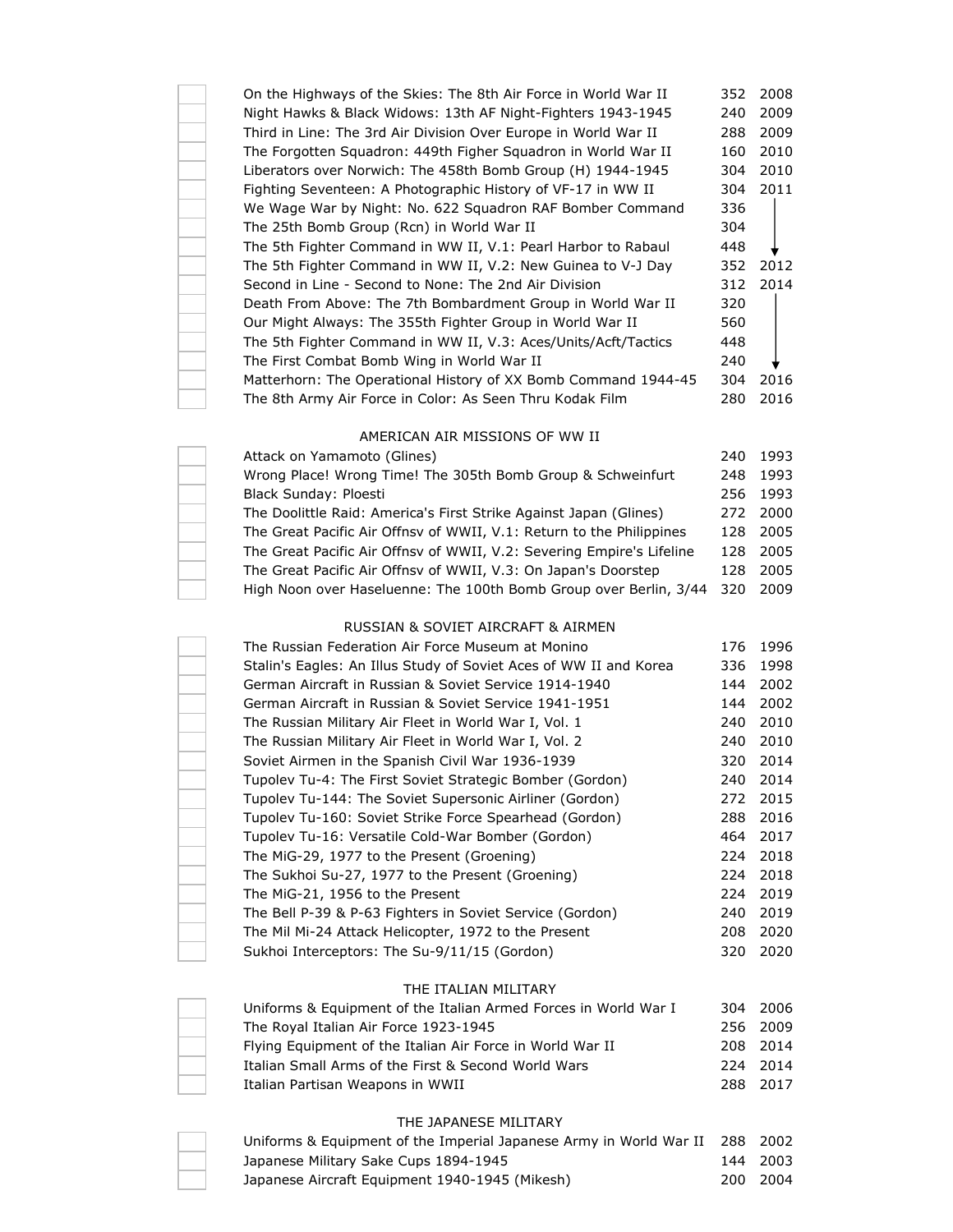| | Title | Pages | Year |
|---|---|---|---|
| | On the Highways of the Skies: The 8th Air Force in World War II | 352 | 2008 |
| | Night Hawks & Black Widows: 13th AF Night-Fighters 1943-1945 | 240 | 2009 |
| | Third in Line: The 3rd Air Division Over Europe in World War II | 288 | 2009 |
| | The Forgotten Squadron: 449th Figher Squadron in World War II | 160 | 2010 |
| | Liberators over Norwich: The 458th Bomb Group (H) 1944-1945 | 304 | 2010 |
| | Fighting Seventeen: A Photographic History of VF-17 in WW II | 304 | 2011 |
| | We Wage War by Night: No. 622 Squadron RAF Bomber Command | 336 | ↓ |
| | The 25th Bomb Group (Rcn) in World War II | 304 | ↓ |
| | The 5th Fighter Command in WW II, V.1: Pearl Harbor to Rabaul | 448 | ↓ |
| | The 5th Fighter Command in WW II, V.2: New Guinea to V-J Day | 352 | 2012 |
| | Second in Line - Second to None: The 2nd Air Division | 312 | 2014 |
| | Death From Above: The 7th Bombardment Group in World War II | 320 | ↓ |
| | Our Might Always: The 355th Fighter Group in World War II | 560 | ↓ |
| | The 5th Fighter Command in WW II, V.3: Aces/Units/Acft/Tactics | 448 | ↓ |
| | The First Combat Bomb Wing in World War II | 240 | ↓ |
| | Matterhorn: The Operational History of XX Bomb Command 1944-45 | 304 | 2016 |
| | The 8th Army Air Force in Color: As Seen Thru Kodak Film | 280 | 2016 |

## AMERICAN AIR MISSIONS OF WW II

| | Title | Pages | Year |
|---|---|---|---|
| | Attack on Yamamoto (Glines) | 240 | 1993 |
| | Wrong Place! Wrong Time! The 305th Bomb Group & Schweinfurt | 248 | 1993 |
| | Black Sunday: Ploesti | 256 | 1993 |
| | The Doolittle Raid: America's First Strike Against Japan (Glines) | 272 | 2000 |
| | The Great Pacific Air Offnsv of WWII, V.1: Return to the Philippines | 128 | 2005 |
| | The Great Pacific Air Offnsv of WWII, V.2: Severing Empire's Lifeline | 128 | 2005 |
| | The Great Pacific Air Offnsv of WWII, V.3: On Japan's Doorstep | 128 | 2005 |
| | High Noon over Haseluenne: The 100th Bomb Group over Berlin, 3/44 | 320 | 2009 |

## RUSSIAN & SOVIET AIRCRAFT & AIRMEN

| | Title | Pages | Year |
|---|---|---|---|
| | The Russian Federation Air Force Museum at Monino | 176 | 1996 |
| | Stalin's Eagles: An Illus Study of Soviet Aces of WW II and Korea | 336 | 1998 |
| | German Aircraft in Russian & Soviet Service 1914-1940 | 144 | 2002 |
| | German Aircraft in Russian & Soviet Service 1941-1951 | 144 | 2002 |
| | The Russian Military Air Fleet in World War I, Vol. 1 | 240 | 2010 |
| | The Russian Military Air Fleet in World War I, Vol. 2 | 240 | 2010 |
| | Soviet Airmen in the Spanish Civil War 1936-1939 | 320 | 2014 |
| | Tupolev Tu-4: The First Soviet Strategic Bomber (Gordon) | 240 | 2014 |
| | Tupolev Tu-144: The Soviet Supersonic Airliner (Gordon) | 272 | 2015 |
| | Tupolev Tu-160: Soviet Strike Force Spearhead (Gordon) | 288 | 2016 |
| | Tupolev Tu-16: Versatile Cold-War Bomber (Gordon) | 464 | 2017 |
| | The MiG-29, 1977 to the Present (Groening) | 224 | 2018 |
| | The Sukhoi Su-27, 1977 to the Present (Groening) | 224 | 2018 |
| | The MiG-21, 1956 to the Present | 224 | 2019 |
| | The Bell P-39 & P-63 Fighters in Soviet Service (Gordon) | 240 | 2019 |
| | The Mil Mi-24 Attack Helicopter, 1972 to the Present | 208 | 2020 |
| | Sukhoi Interceptors: The Su-9/11/15 (Gordon) | 320 | 2020 |

## THE ITALIAN MILITARY

| | Title | Pages | Year |
|---|---|---|---|
| | Uniforms & Equipment of the Italian Armed Forces in World War I | 304 | 2006 |
| | The Royal Italian Air Force 1923-1945 | 256 | 2009 |
| | Flying Equipment of the Italian Air Force in World War II | 208 | 2014 |
| | Italian Small Arms of the First & Second World Wars | 224 | 2014 |
| | Italian Partisan Weapons in WWII | 288 | 2017 |

## THE JAPANESE MILITARY

| | Title | Pages | Year |
|---|---|---|---|
| | Uniforms & Equipment of the Imperial Japanese Army in World War II | 288 | 2002 |
| | Japanese Military Sake Cups 1894-1945 | 144 | 2003 |
| | Japanese Aircraft Equipment 1940-1945 (Mikesh) | 200 | 2004 |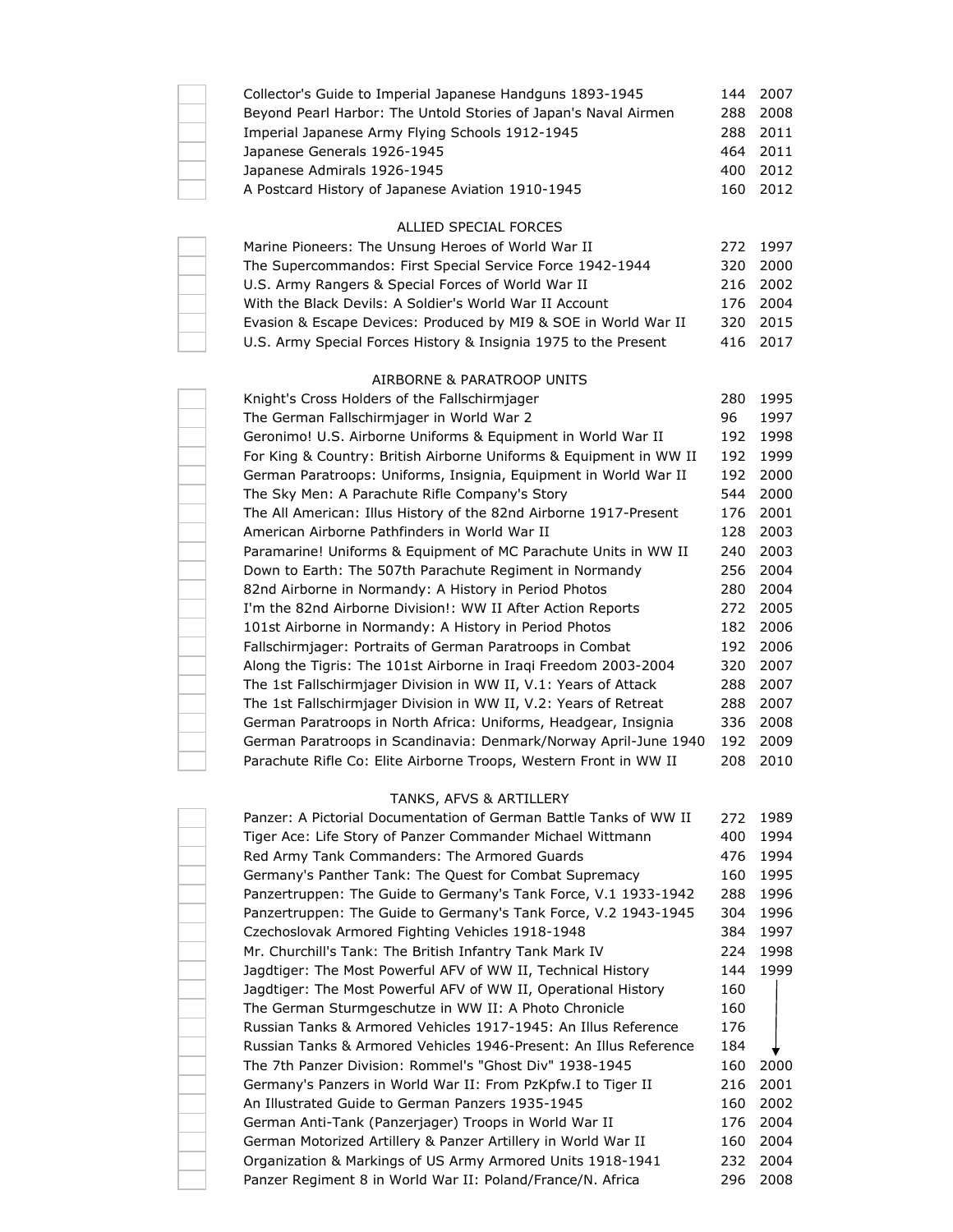| | Title | Pages | Year |
|---|---|---|---|
| ☐ | Collector's Guide to Imperial Japanese Handguns 1893-1945 | 144 | 2007 |
| ☐ | Beyond Pearl Harbor: The Untold Stories of Japan's Naval Airmen | 288 | 2008 |
| ☐ | Imperial Japanese Army Flying Schools 1912-1945 | 288 | 2011 |
| ☐ | Japanese Generals 1926-1945 | 464 | 2011 |
| ☐ | Japanese Admirals 1926-1945 | 400 | 2012 |
| ☐ | A Postcard History of Japanese Aviation 1910-1945 | 160 | 2012 |

## ALLIED SPECIAL FORCES

| | Title | Pages | Year |
|---|---|---|---|
| ☐ | Marine Pioneers: The Unsung Heroes of World War II | 272 | 1997 |
| ☐ | The Supercommandos: First Special Service Force 1942-1944 | 320 | 2000 |
| ☐ | U.S. Army Rangers & Special Forces of World War II | 216 | 2002 |
| ☐ | With the Black Devils: A Soldier's World War II Account | 176 | 2004 |
| ☐ | Evasion & Escape Devices: Produced by MI9 & SOE in World War II | 320 | 2015 |
| ☐ | U.S. Army Special Forces History & Insignia 1975 to the Present | 416 | 2017 |

## AIRBORNE & PARATROOP UNITS

| | Title | Pages | Year |
|---|---|---|---|
| ☐ | Knight's Cross Holders of the Fallschirmjager | 280 | 1995 |
| ☐ | The German Fallschirmjager in World War 2 | 96 | 1997 |
| ☐ | Geronimo! U.S. Airborne Uniforms & Equipment in World War II | 192 | 1998 |
| ☐ | For King & Country: British Airborne Uniforms & Equipment in WW II | 192 | 1999 |
| ☐ | German Paratroops: Uniforms, Insignia, Equipment in World War II | 192 | 2000 |
| ☐ | The Sky Men: A Parachute Rifle Company's Story | 544 | 2000 |
| ☐ | The All American: Illus History of the 82nd Airborne 1917-Present | 176 | 2001 |
| ☐ | American Airborne Pathfinders in World War II | 128 | 2003 |
| ☐ | Paramarine! Uniforms & Equipment of MC Parachute Units in WW II | 240 | 2003 |
| ☐ | Down to Earth: The 507th Parachute Regiment in Normandy | 256 | 2004 |
| ☐ | 82nd Airborne in Normandy: A History in Period Photos | 280 | 2004 |
| ☐ | I'm the 82nd Airborne Division!: WW II After Action Reports | 272 | 2005 |
| ☐ | 101st Airborne in Normandy: A History in Period Photos | 182 | 2006 |
| ☐ | Fallschirmjager: Portraits of German Paratroops in Combat | 192 | 2006 |
| ☐ | Along the Tigris: The 101st Airborne in Iraqi Freedom 2003-2004 | 320 | 2007 |
| ☐ | The 1st Fallschirmjager Division in WW II, V.1: Years of Attack | 288 | 2007 |
| ☐ | The 1st Fallschirmjager Division in WW II, V.2: Years of Retreat | 288 | 2007 |
| ☐ | German Paratroops in North Africa: Uniforms, Headgear, Insignia | 336 | 2008 |
| ☐ | German Paratroops in Scandinavia: Denmark/Norway April-June 1940 | 192 | 2009 |
| ☐ | Parachute Rifle Co: Elite Airborne Troops, Western Front in WW II | 208 | 2010 |

## TANKS, AFVS & ARTILLERY

| | Title | Pages | Year |
|---|---|---|---|
| ☐ | Panzer: A Pictorial Documentation of German Battle Tanks of WW II | 272 | 1989 |
| ☐ | Tiger Ace: Life Story of Panzer Commander Michael Wittmann | 400 | 1994 |
| ☐ | Red Army Tank Commanders: The Armored Guards | 476 | 1994 |
| ☐ | Germany's Panther Tank: The Quest for Combat Supremacy | 160 | 1995 |
| ☐ | Panzertruppen: The Guide to Germany's Tank Force, V.1 1933-1942 | 288 | 1996 |
| ☐ | Panzertruppen: The Guide to Germany's Tank Force, V.2 1943-1945 | 304 | 1996 |
| ☐ | Czechoslovak Armored Fighting Vehicles 1918-1948 | 384 | 1997 |
| ☐ | Mr. Churchill's Tank: The British Infantry Tank Mark IV | 224 | 1998 |
| ☐ | Jagdtiger: The Most Powerful AFV of WW II, Technical History | 144 | 1999 |
| ☐ | Jagdtiger: The Most Powerful AFV of WW II, Operational History | 160 | ↓ |
| ☐ | The German Sturmgeschutze in WW II: A Photo Chronicle | 160 | ↓ |
| ☐ | Russian Tanks & Armored Vehicles 1917-1945: An Illus Reference | 176 | ↓ |
| ☐ | Russian Tanks & Armored Vehicles 1946-Present: An Illus Reference | 184 | ↓ |
| ☐ | The 7th Panzer Division: Rommel's "Ghost Div" 1938-1945 | 160 | 2000 |
| ☐ | Germany's Panzers in World War II: From PzKpfw.I to Tiger II | 216 | 2001 |
| ☐ | An Illustrated Guide to German Panzers 1935-1945 | 160 | 2002 |
| ☐ | German Anti-Tank (Panzerjager) Troops in World War II | 176 | 2004 |
| ☐ | German Motorized Artillery & Panzer Artillery in World War II | 160 | 2004 |
| ☐ | Organization & Markings of US Army Armored Units 1918-1941 | 232 | 2004 |
| ☐ | Panzer Regiment 8 in World War II: Poland/France/N. Africa | 296 | 2008 |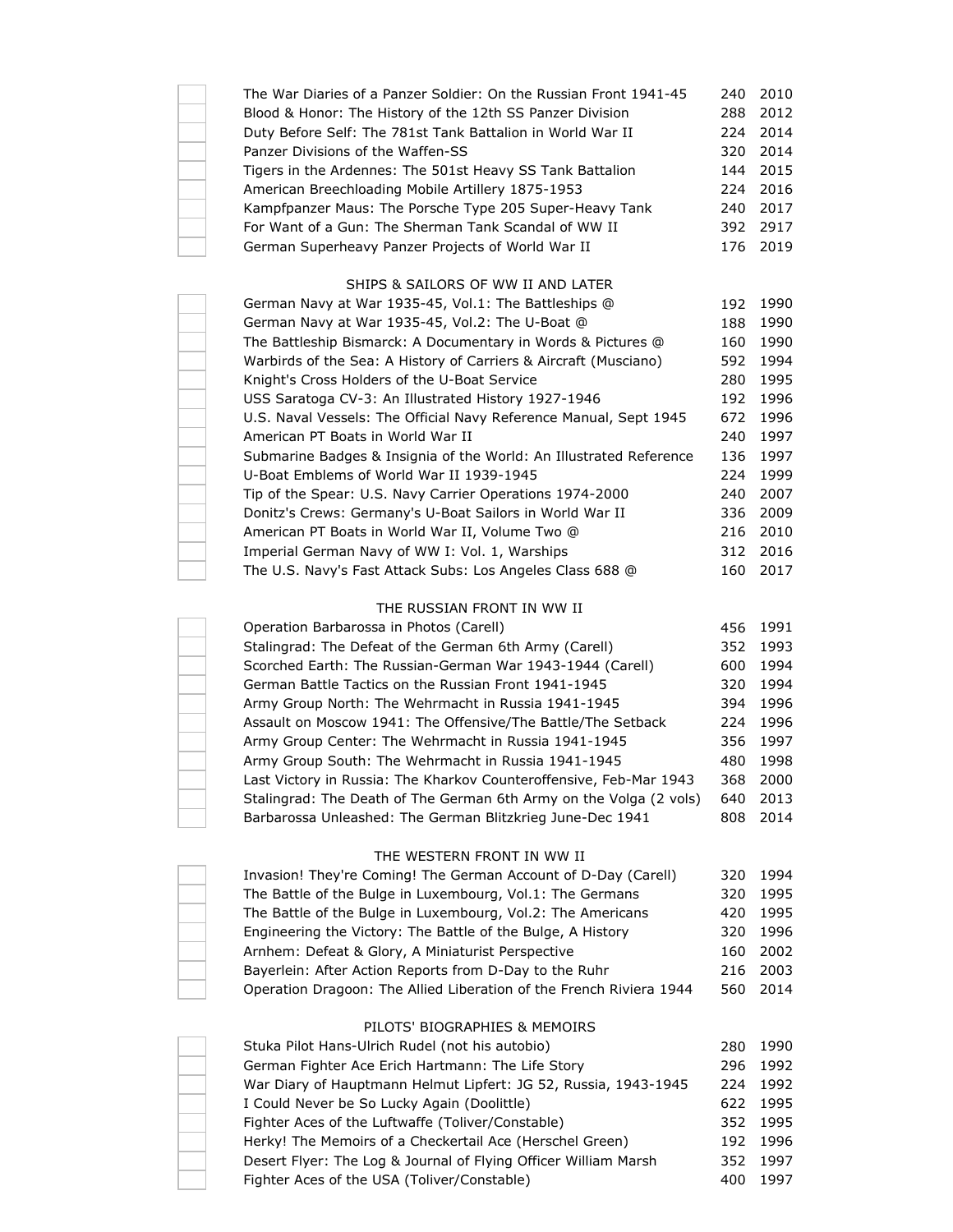| | Title | Pages | Year |
|---|---|---|---|
| | The War Diaries of a Panzer Soldier: On the Russian Front 1941-45 | 240 | 2010 |
| | Blood & Honor: The History of the 12th SS Panzer Division | 288 | 2012 |
| | Duty Before Self: The 781st Tank Battalion in World War II | 224 | 2014 |
| | Panzer Divisions of the Waffen-SS | 320 | 2014 |
| | Tigers in the Ardennes: The 501st Heavy SS Tank Battalion | 144 | 2015 |
| | American Breechloading Mobile Artillery 1875-1953 | 224 | 2016 |
| | Kampfpanzer Maus: The Porsche Type 205 Super-Heavy Tank | 240 | 2017 |
| | For Want of a Gun: The Sherman Tank Scandal of WW II | 392 | 2917 |
| | German Superheavy Panzer Projects of World War II | 176 | 2019 |

## SHIPS & SAILORS OF WW II AND LATER

| | Title | Pages | Year |
|---|---|---|---|
| | German Navy at War 1935-45, Vol.1: The Battleships @ | 192 | 1990 |
| | German Navy at War 1935-45, Vol.2: The U-Boat @ | 188 | 1990 |
| | The Battleship Bismarck: A Documentary in Words & Pictures @ | 160 | 1990 |
| | Warbirds of the Sea: A History of Carriers & Aircraft (Musciano) | 592 | 1994 |
| | Knight's Cross Holders of the U-Boat Service | 280 | 1995 |
| | USS Saratoga CV-3: An Illustrated History 1927-1946 | 192 | 1996 |
| | U.S. Naval Vessels: The Official Navy Reference Manual, Sept 1945 | 672 | 1996 |
| | American PT Boats in World War II | 240 | 1997 |
| | Submarine Badges & Insignia of the World: An Illustrated Reference | 136 | 1997 |
| | U-Boat Emblems of World War II 1939-1945 | 224 | 1999 |
| | Tip of the Spear: U.S. Navy Carrier Operations 1974-2000 | 240 | 2007 |
| | Donitz's Crews: Germany's U-Boat Sailors in World War II | 336 | 2009 |
| | American PT Boats in World War II, Volume Two @ | 216 | 2010 |
| | Imperial German Navy of WW I: Vol. 1, Warships | 312 | 2016 |
| | The U.S. Navy's Fast Attack Subs: Los Angeles Class 688 @ | 160 | 2017 |

## THE RUSSIAN FRONT IN WW II

| | Title | Pages | Year |
|---|---|---|---|
| | Operation Barbarossa in Photos (Carell) | 456 | 1991 |
| | Stalingrad: The Defeat of the German 6th Army (Carell) | 352 | 1993 |
| | Scorched Earth: The Russian-German War 1943-1944 (Carell) | 600 | 1994 |
| | German Battle Tactics on the Russian Front 1941-1945 | 320 | 1994 |
| | Army Group North: The Wehrmacht in Russia 1941-1945 | 394 | 1996 |
| | Assault on Moscow 1941: The Offensive/The Battle/The Setback | 224 | 1996 |
| | Army Group Center: The Wehrmacht in Russia 1941-1945 | 356 | 1997 |
| | Army Group South: The Wehrmacht in Russia 1941-1945 | 480 | 1998 |
| | Last Victory in Russia: The Kharkov Counteroffensive, Feb-Mar 1943 | 368 | 2000 |
| | Stalingrad: The Death of The German 6th Army on the Volga (2 vols) | 640 | 2013 |
| | Barbarossa Unleashed: The German Blitzkrieg June-Dec 1941 | 808 | 2014 |

## THE WESTERN FRONT IN WW II

| | Title | Pages | Year |
|---|---|---|---|
| | Invasion! They're Coming! The German Account of D-Day (Carell) | 320 | 1994 |
| | The Battle of the Bulge in Luxembourg, Vol.1: The Germans | 320 | 1995 |
| | The Battle of the Bulge in Luxembourg, Vol.2: The Americans | 420 | 1995 |
| | Engineering the Victory: The Battle of the Bulge, A History | 320 | 1996 |
| | Arnhem: Defeat & Glory, A Miniaturist Perspective | 160 | 2002 |
| | Bayerlein: After Action Reports from D-Day to the Ruhr | 216 | 2003 |
| | Operation Dragoon: The Allied Liberation of the French Riviera 1944 | 560 | 2014 |

## PILOTS' BIOGRAPHIES & MEMOIRS

| | Title | Pages | Year |
|---|---|---|---|
| | Stuka Pilot Hans-Ulrich Rudel (not his autobio) | 280 | 1990 |
| | German Fighter Ace Erich Hartmann: The Life Story | 296 | 1992 |
| | War Diary of Hauptmann Helmut Lipfert: JG 52, Russia, 1943-1945 | 224 | 1992 |
| | I Could Never be So Lucky Again (Doolittle) | 622 | 1995 |
| | Fighter Aces of the Luftwaffe (Toliver/Constable) | 352 | 1995 |
| | Herky! The Memoirs of a Checkertail Ace (Herschel Green) | 192 | 1996 |
| | Desert Flyer: The Log & Journal of Flying Officer William Marsh | 352 | 1997 |
| | Fighter Aces of the USA (Toliver/Constable) | 400 | 1997 |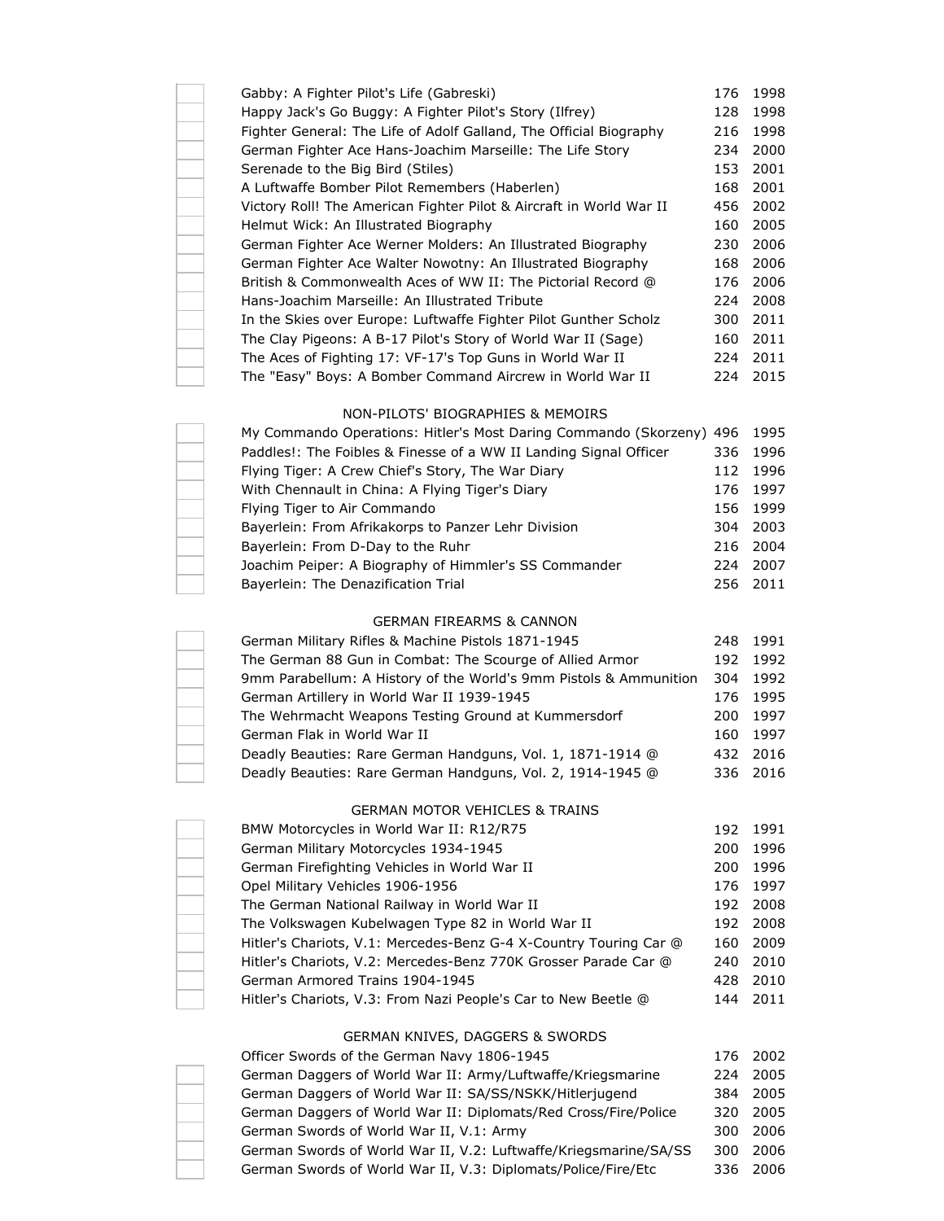| | Title | Pages | Year |
|---|---|---|---|
| | Gabby: A Fighter Pilot's Life (Gabreski) | 176 | 1998 |
| | Happy Jack's Go Buggy: A Fighter Pilot's Story (Ilfrey) | 128 | 1998 |
| | Fighter General: The Life of Adolf Galland, The Official Biography | 216 | 1998 |
| | German Fighter Ace Hans-Joachim Marseille: The Life Story | 234 | 2000 |
| | Serenade to the Big Bird (Stiles) | 153 | 2001 |
| | A Luftwaffe Bomber Pilot Remembers (Haberlen) | 168 | 2001 |
| | Victory Roll! The American Fighter Pilot & Aircraft in World War II | 456 | 2002 |
| | Helmut Wick: An Illustrated Biography | 160 | 2005 |
| | German Fighter Ace Werner Molders: An Illustrated Biography | 230 | 2006 |
| | German Fighter Ace Walter Nowotny: An Illustrated Biography | 168 | 2006 |
| | British & Commonwealth Aces of WW II: The Pictorial Record @ | 176 | 2006 |
| | Hans-Joachim Marseille: An Illustrated Tribute | 224 | 2008 |
| | In the Skies over Europe: Luftwaffe Fighter Pilot Gunther Scholz | 300 | 2011 |
| | The Clay Pigeons: A B-17 Pilot's Story of World War II (Sage) | 160 | 2011 |
| | The Aces of Fighting 17: VF-17's Top Guns in World War II | 224 | 2011 |
| | The "Easy" Boys: A Bomber Command Aircrew in World War II | 224 | 2015 |

## NON-PILOTS' BIOGRAPHIES & MEMOIRS

| | Title | Pages | Year |
|---|---|---|---|
| | My Commando Operations: Hitler's Most Daring Commando (Skorzeny) | 496 | 1995 |
| | Paddles!: The Foibles & Finesse of a WW II Landing Signal Officer | 336 | 1996 |
| | Flying Tiger: A Crew Chief's Story, The War Diary | 112 | 1996 |
| | With Chennault in China: A Flying Tiger's Diary | 176 | 1997 |
| | Flying Tiger to Air Commando | 156 | 1999 |
| | Bayerlein: From Afrikakorps to Panzer Lehr Division | 304 | 2003 |
| | Bayerlein: From D-Day to the Ruhr | 216 | 2004 |
| | Joachim Peiper: A Biography of Himmler's SS Commander | 224 | 2007 |
| | Bayerlein: The Denazification Trial | 256 | 2011 |

## GERMAN FIREARMS & CANNON

| | Title | Pages | Year |
|---|---|---|---|
| | German Military Rifles & Machine Pistols 1871-1945 | 248 | 1991 |
| | The German 88 Gun in Combat: The Scourge of Allied Armor | 192 | 1992 |
| | 9mm Parabellum: A History of the World's 9mm Pistols & Ammunition | 304 | 1992 |
| | German Artillery in World War II 1939-1945 | 176 | 1995 |
| | The Wehrmacht Weapons Testing Ground at Kummersdorf | 200 | 1997 |
| | German Flak in World War II | 160 | 1997 |
| | Deadly Beauties: Rare German Handguns, Vol. 1, 1871-1914 @ | 432 | 2016 |
| | Deadly Beauties: Rare German Handguns, Vol. 2, 1914-1945 @ | 336 | 2016 |

## GERMAN MOTOR VEHICLES & TRAINS

| | Title | Pages | Year |
|---|---|---|---|
| | BMW Motorcycles in World War II: R12/R75 | 192 | 1991 |
| | German Military Motorcycles 1934-1945 | 200 | 1996 |
| | German Firefighting Vehicles in World War II | 200 | 1996 |
| | Opel Military Vehicles 1906-1956 | 176 | 1997 |
| | The German National Railway in World War II | 192 | 2008 |
| | The Volkswagen Kubelwagen Type 82 in World War II | 192 | 2008 |
| | Hitler's Chariots, V.1: Mercedes-Benz G-4 X-Country Touring Car @ | 160 | 2009 |
| | Hitler's Chariots, V.2: Mercedes-Benz 770K Grosser Parade Car @ | 240 | 2010 |
| | German Armored Trains 1904-1945 | 428 | 2010 |
| | Hitler's Chariots, V.3: From Nazi People's Car to New Beetle @ | 144 | 2011 |

## GERMAN KNIVES, DAGGERS & SWORDS

| | Title | Pages | Year |
|---|---|---|---|
| | Officer Swords of the German Navy 1806-1945 | 176 | 2002 |
| | German Daggers of World War II: Army/Luftwaffe/Kriegsmarine | 224 | 2005 |
| | German Daggers of World War II: SA/SS/NSKK/Hitlerjugend | 384 | 2005 |
| | German Daggers of World War II: Diplomats/Red Cross/Fire/Police | 320 | 2005 |
| | German Swords of World War II, V.1: Army | 300 | 2006 |
| | German Swords of World War II, V.2: Luftwaffe/Kriegsmarine/SA/SS | 300 | 2006 |
| | German Swords of World War II, V.3: Diplomats/Police/Fire/Etc | 336 | 2006 |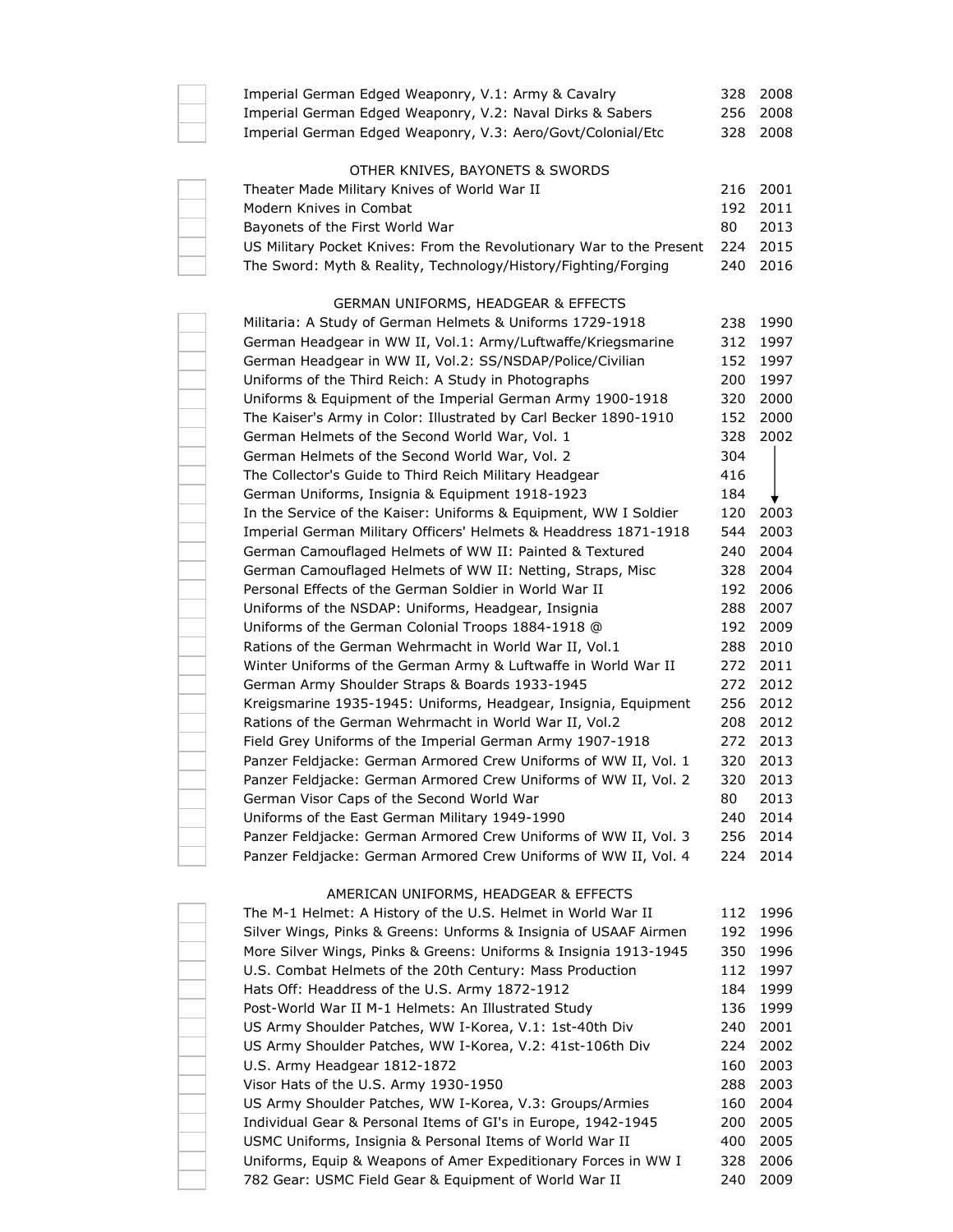| | Title | Pages | Year |
|---|---|---|---|
| ☐ | Imperial German Edged Weaponry, V.1: Army & Cavalry | 328 | 2008 |
| ☐ | Imperial German Edged Weaponry, V.2: Naval Dirks & Sabers | 256 | 2008 |
| ☐ | Imperial German Edged Weaponry, V.3: Aero/Govt/Colonial/Etc | 328 | 2008 |

### OTHER KNIVES, BAYONETS & SWORDS

| | Title | Pages | Year |
|---|---|---|---|
| ☐ | Theater Made Military Knives of World War II | 216 | 2001 |
| ☐ | Modern Knives in Combat | 192 | 2011 |
| ☐ | Bayonets of the First World War | 80 | 2013 |
| ☐ | US Military Pocket Knives: From the Revolutionary War to the Present | 224 | 2015 |
| ☐ | The Sword: Myth & Reality, Technology/History/Fighting/Forging | 240 | 2016 |

### GERMAN UNIFORMS, HEADGEAR & EFFECTS

| | Title | Pages | Year |
|---|---|---|---|
| ☐ | Militaria: A Study of German Helmets & Uniforms 1729-1918 | 238 | 1990 |
| ☐ | German Headgear in WW II, Vol.1: Army/Luftwaffe/Kriegsmarine | 312 | 1997 |
| ☐ | German Headgear in WW II, Vol.2: SS/NSDAP/Police/Civilian | 152 | 1997 |
| ☐ | Uniforms of the Third Reich: A Study in Photographs | 200 | 1997 |
| ☐ | Uniforms & Equipment of the Imperial German Army 1900-1918 | 320 | 2000 |
| ☐ | The Kaiser's Army in Color: Illustrated by Carl Becker 1890-1910 | 152 | 2000 |
| ☐ | German Helmets of the Second World War, Vol. 1 | 328 | 2002 |
| ☐ | German Helmets of the Second World War, Vol. 2 | 304 | ↓ |
| ☐ | The Collector's Guide to Third Reich Military Headgear | 416 | ↓ |
| ☐ | German Uniforms, Insignia & Equipment 1918-1923 | 184 | ↓ |
| ☐ | In the Service of the Kaiser: Uniforms & Equipment, WW I Soldier | 120 | 2003 |
| ☐ | Imperial German Military Officers' Helmets & Headdress 1871-1918 | 544 | 2003 |
| ☐ | German Camouflaged Helmets of WW II: Painted & Textured | 240 | 2004 |
| ☐ | German Camouflaged Helmets of WW II: Netting, Straps, Misc | 328 | 2004 |
| ☐ | Personal Effects of the German Soldier in World War II | 192 | 2006 |
| ☐ | Uniforms of the NSDAP: Uniforms, Headgear, Insignia | 288 | 2007 |
| ☐ | Uniforms of the German Colonial Troops 1884-1918 @ | 192 | 2009 |
| ☐ | Rations of the German Wehrmacht in World War II, Vol.1 | 288 | 2010 |
| ☐ | Winter Uniforms of the German Army & Luftwaffe in World War II | 272 | 2011 |
| ☐ | German Army Shoulder Straps & Boards 1933-1945 | 272 | 2012 |
| ☐ | Kreigsmarine 1935-1945: Uniforms, Headgear, Insignia, Equipment | 256 | 2012 |
| ☐ | Rations of the German Wehrmacht in World War II, Vol.2 | 208 | 2012 |
| ☐ | Field Grey Uniforms of the Imperial German Army 1907-1918 | 272 | 2013 |
| ☐ | Panzer Feldjacke: German Armored Crew Uniforms of WW II, Vol. 1 | 320 | 2013 |
| ☐ | Panzer Feldjacke: German Armored Crew Uniforms of WW II, Vol. 2 | 320 | 2013 |
| ☐ | German Visor Caps of the Second World War | 80 | 2013 |
| ☐ | Uniforms of the East German Military 1949-1990 | 240 | 2014 |
| ☐ | Panzer Feldjacke: German Armored Crew Uniforms of WW II, Vol. 3 | 256 | 2014 |
| ☐ | Panzer Feldjacke: German Armored Crew Uniforms of WW II, Vol. 4 | 224 | 2014 |

### AMERICAN UNIFORMS, HEADGEAR & EFFECTS

| | Title | Pages | Year |
|---|---|---|---|
| ☐ | The M-1 Helmet: A History of the U.S. Helmet in World War II | 112 | 1996 |
| ☐ | Silver Wings, Pinks & Greens: Unforms & Insignia of USAAF Airmen | 192 | 1996 |
| ☐ | More Silver Wings, Pinks & Greens: Uniforms & Insignia 1913-1945 | 350 | 1996 |
| ☐ | U.S. Combat Helmets of the 20th Century: Mass Production | 112 | 1997 |
| ☐ | Hats Off: Headdress of the U.S. Army 1872-1912 | 184 | 1999 |
| ☐ | Post-World War II M-1 Helmets: An Illustrated Study | 136 | 1999 |
| ☐ | US Army Shoulder Patches, WW I-Korea, V.1: 1st-40th Div | 240 | 2001 |
| ☐ | US Army Shoulder Patches, WW I-Korea, V.2: 41st-106th Div | 224 | 2002 |
| ☐ | U.S. Army Headgear 1812-1872 | 160 | 2003 |
| ☐ | Visor Hats of the U.S. Army 1930-1950 | 288 | 2003 |
| ☐ | US Army Shoulder Patches, WW I-Korea, V.3: Groups/Armies | 160 | 2004 |
| ☐ | Individual Gear & Personal Items of GI's in Europe, 1942-1945 | 200 | 2005 |
| ☐ | USMC Uniforms, Insignia & Personal Items of World War II | 400 | 2005 |
| ☐ | Uniforms, Equip & Weapons of Amer Expeditionary Forces in WW I | 328 | 2006 |
| ☐ | 782 Gear: USMC Field Gear & Equipment of World War II | 240 | 2009 |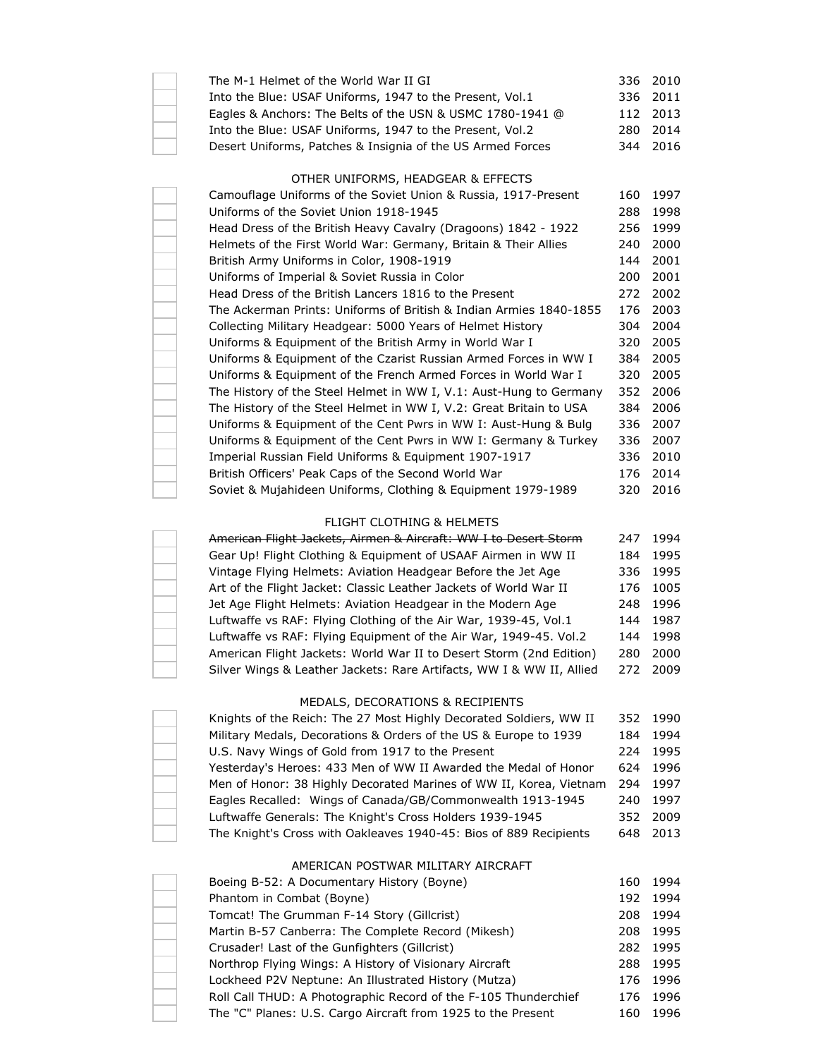| | Title | Pages | Year |
|---|---|---|---|
| | The M-1 Helmet of the World War II GI | 336 | 2010 |
| | Into the Blue: USAF Uniforms, 1947 to the Present, Vol.1 | 336 | 2011 |
| | Eagles & Anchors: The Belts of the USN & USMC 1780-1941 @ | 112 | 2013 |
| | Into the Blue: USAF Uniforms, 1947 to the Present, Vol.2 | 280 | 2014 |
| | Desert Uniforms, Patches & Insignia of the US Armed Forces | 344 | 2016 |

## OTHER UNIFORMS, HEADGEAR & EFFECTS

| | Title | Pages | Year |
|---|---|---|---|
| | Camouflage Uniforms of the Soviet Union & Russia, 1917-Present | 160 | 1997 |
| | Uniforms of the Soviet Union 1918-1945 | 288 | 1998 |
| | Head Dress of the British Heavy Cavalry (Dragoons) 1842 - 1922 | 256 | 1999 |
| | Helmets of the First World War: Germany, Britain & Their Allies | 240 | 2000 |
| | British Army Uniforms in Color, 1908-1919 | 144 | 2001 |
| | Uniforms of Imperial & Soviet Russia in Color | 200 | 2001 |
| | Head Dress of the British Lancers 1816 to the Present | 272 | 2002 |
| | The Ackerman Prints: Uniforms of British & Indian Armies 1840-1855 | 176 | 2003 |
| | Collecting Military Headgear: 5000 Years of Helmet History | 304 | 2004 |
| | Uniforms & Equipment of the British Army in World War I | 320 | 2005 |
| | Uniforms & Equipment of the Czarist Russian Armed Forces in WW I | 384 | 2005 |
| | Uniforms & Equipment of the French Armed Forces in World War I | 320 | 2005 |
| | The History of the Steel Helmet in WW I, V.1: Aust-Hung to Germany | 352 | 2006 |
| | The History of the Steel Helmet in WW I, V.2: Great Britain to USA | 384 | 2006 |
| | Uniforms & Equipment of the Cent Pwrs in WW I: Aust-Hung & Bulg | 336 | 2007 |
| | Uniforms & Equipment of the Cent Pwrs in WW I: Germany & Turkey | 336 | 2007 |
| | Imperial Russian Field Uniforms & Equipment 1907-1917 | 336 | 2010 |
| | British Officers' Peak Caps of the Second World War | 176 | 2014 |
| | Soviet & Mujahideen Uniforms, Clothing & Equipment 1979-1989 | 320 | 2016 |

## FLIGHT CLOTHING & HELMETS

| | Title | Pages | Year |
|---|---|---|---|
| | ~~American Flight Jackets, Airmen & Aircraft: WW I to Desert Storm~~ | 247 | 1994 |
| | Gear Up! Flight Clothing & Equipment of USAAF Airmen in WW II | 184 | 1995 |
| | Vintage Flying Helmets: Aviation Headgear Before the Jet Age | 336 | 1995 |
| | Art of the Flight Jacket: Classic Leather Jackets of World War II | 176 | 1005 |
| | Jet Age Flight Helmets: Aviation Headgear in the Modern Age | 248 | 1996 |
| | Luftwaffe vs RAF: Flying Clothing of the Air War, 1939-45, Vol.1 | 144 | 1987 |
| | Luftwaffe vs RAF: Flying Equipment of the Air War, 1949-45. Vol.2 | 144 | 1998 |
| | American Flight Jackets: World War II to Desert Storm (2nd Edition) | 280 | 2000 |
| | Silver Wings & Leather Jackets: Rare Artifacts, WW I & WW II, Allied | 272 | 2009 |

## MEDALS, DECORATIONS & RECIPIENTS

| | Title | Pages | Year |
|---|---|---|---|
| | Knights of the Reich: The 27 Most Highly Decorated Soldiers, WW II | 352 | 1990 |
| | Military Medals, Decorations & Orders of the US & Europe to 1939 | 184 | 1994 |
| | U.S. Navy Wings of Gold from 1917 to the Present | 224 | 1995 |
| | Yesterday's Heroes: 433 Men of WW II Awarded the Medal of Honor | 624 | 1996 |
| | Men of Honor: 38 Highly Decorated Marines of WW II, Korea, Vietnam | 294 | 1997 |
| | Eagles Recalled: Wings of Canada/GB/Commonwealth 1913-1945 | 240 | 1997 |
| | Luftwaffe Generals: The Knight's Cross Holders 1939-1945 | 352 | 2009 |
| | The Knight's Cross with Oakleaves 1940-45: Bios of 889 Recipients | 648 | 2013 |

## AMERICAN POSTWAR MILITARY AIRCRAFT

| | Title | Pages | Year |
|---|---|---|---|
| | Boeing B-52: A Documentary History (Boyne) | 160 | 1994 |
| | Phantom in Combat (Boyne) | 192 | 1994 |
| | Tomcat! The Grumman F-14 Story (Gillcrist) | 208 | 1994 |
| | Martin B-57 Canberra: The Complete Record (Mikesh) | 208 | 1995 |
| | Crusader! Last of the Gunfighters (Gillcrist) | 282 | 1995 |
| | Northrop Flying Wings: A History of Visionary Aircraft | 288 | 1995 |
| | Lockheed P2V Neptune: An Illustrated History (Mutza) | 176 | 1996 |
| | Roll Call THUD: A Photographic Record of the F-105 Thunderchief | 176 | 1996 |
| | The "C" Planes: U.S. Cargo Aircraft from 1925 to the Present | 160 | 1996 |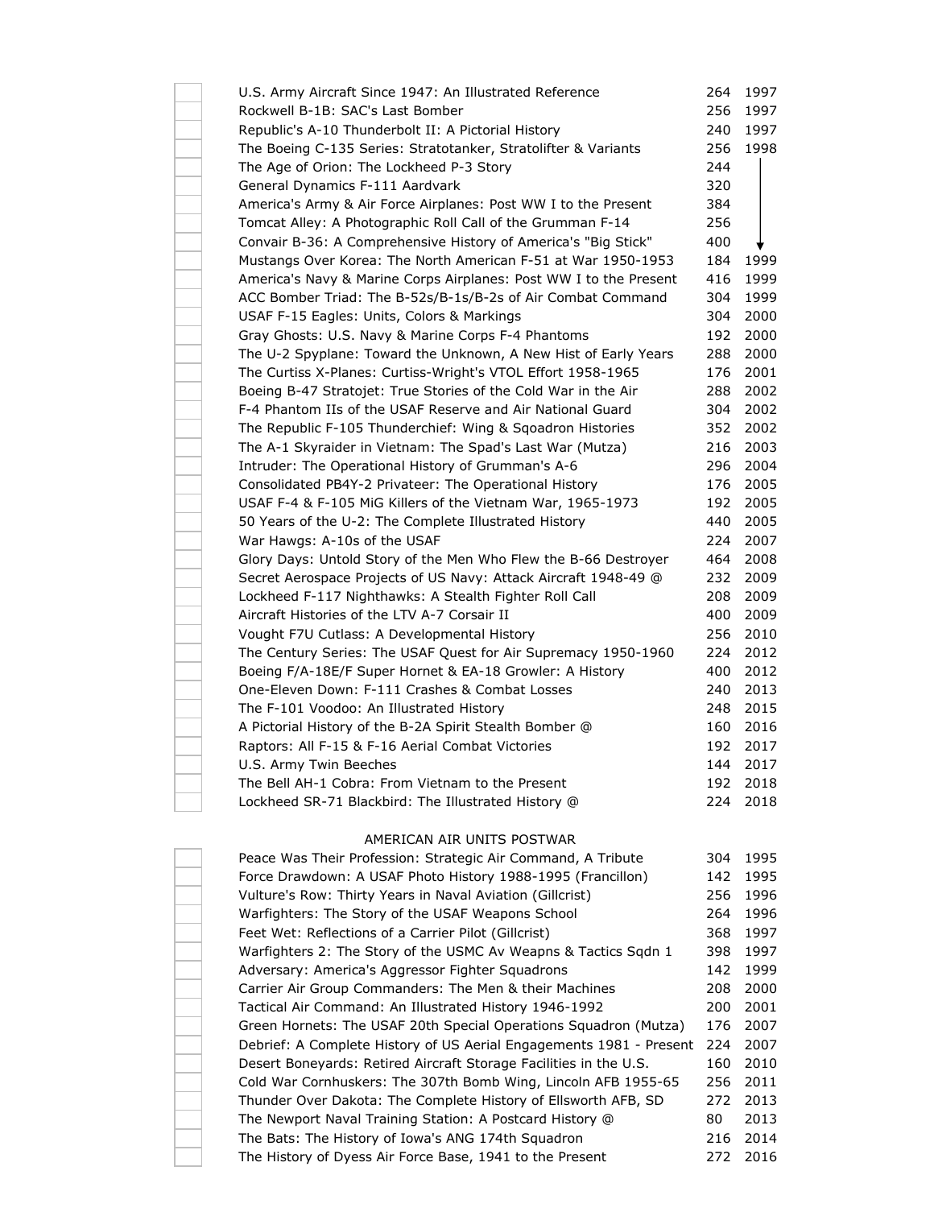| | Title | Pages | Year |
|---|---|---|---|
| | U.S. Army Aircraft Since 1947: An Illustrated Reference | 264 | 1997 |
| | Rockwell B-1B: SAC's Last Bomber | 256 | 1997 |
| | Republic's A-10 Thunderbolt II: A Pictorial History | 240 | 1997 |
| | The Boeing C-135 Series: Stratotanker, Stratolifter & Variants | 256 | 1998 |
| | The Age of Orion: The Lockheed P-3 Story | 244 | ↓ |
| | General Dynamics F-111 Aardvark | 320 | ↓ |
| | America's Army & Air Force Airplanes: Post WW I to the Present | 384 | ↓ |
| | Tomcat Alley: A Photographic Roll Call of the Grumman F-14 | 256 | ↓ |
| | Convair B-36: A Comprehensive History of America's "Big Stick" | 400 | ↓ |
| | Mustangs Over Korea: The North American F-51 at War 1950-1953 | 184 | 1999 |
| | America's Navy & Marine Corps Airplanes: Post WW I to the Present | 416 | 1999 |
| | ACC Bomber Triad: The B-52s/B-1s/B-2s of Air Combat Command | 304 | 1999 |
| | USAF F-15 Eagles: Units, Colors & Markings | 304 | 2000 |
| | Gray Ghosts: U.S. Navy & Marine Corps F-4 Phantoms | 192 | 2000 |
| | The U-2 Spyplane: Toward the Unknown, A New Hist of Early Years | 288 | 2000 |
| | The Curtiss X-Planes: Curtiss-Wright's VTOL Effort 1958-1965 | 176 | 2001 |
| | Boeing B-47 Stratojet: True Stories of the Cold War in the Air | 288 | 2002 |
| | F-4 Phantom IIs of the USAF Reserve and Air National Guard | 304 | 2002 |
| | The Republic F-105 Thunderchief: Wing & Sqoadron Histories | 352 | 2002 |
| | The A-1 Skyraider in Vietnam: The Spad's Last War (Mutza) | 216 | 2003 |
| | Intruder: The Operational History of Grumman's A-6 | 296 | 2004 |
| | Consolidated PB4Y-2 Privateer: The Operational History | 176 | 2005 |
| | USAF F-4 & F-105 MiG Killers of the Vietnam War, 1965-1973 | 192 | 2005 |
| | 50 Years of the U-2: The Complete Illustrated History | 440 | 2005 |
| | War Hawgs: A-10s of the USAF | 224 | 2007 |
| | Glory Days: Untold Story of the Men Who Flew the B-66 Destroyer | 464 | 2008 |
| | Secret Aerospace Projects of US Navy: Attack Aircraft 1948-49 @ | 232 | 2009 |
| | Lockheed F-117 Nighthawks: A Stealth Fighter Roll Call | 208 | 2009 |
| | Aircraft Histories of the LTV A-7 Corsair II | 400 | 2009 |
| | Vought F7U Cutlass: A Developmental History | 256 | 2010 |
| | The Century Series: The USAF Quest for Air Supremacy 1950-1960 | 224 | 2012 |
| | Boeing F/A-18E/F Super Hornet & EA-18 Growler: A History | 400 | 2012 |
| | One-Eleven Down: F-111 Crashes & Combat Losses | 240 | 2013 |
| | The F-101 Voodoo: An Illustrated History | 248 | 2015 |
| | A Pictorial History of the B-2A Spirit Stealth Bomber @ | 160 | 2016 |
| | Raptors: All F-15 & F-16 Aerial Combat Victories | 192 | 2017 |
| | U.S. Army Twin Beeches | 144 | 2017 |
| | The Bell AH-1 Cobra: From Vietnam to the Present | 192 | 2018 |
| | Lockheed SR-71 Blackbird: The Illustrated History @ | 224 | 2018 |

## AMERICAN AIR UNITS POSTWAR

| | Title | Pages | Year |
|---|---|---|---|
| | Peace Was Their Profession: Strategic Air Command, A Tribute | 304 | 1995 |
| | Force Drawdown: A USAF Photo History 1988-1995 (Francillon) | 142 | 1995 |
| | Vulture's Row: Thirty Years in Naval Aviation (Gillcrist) | 256 | 1996 |
| | Warfighters: The Story of the USAF Weapons School | 264 | 1996 |
| | Feet Wet: Reflections of a Carrier Pilot (Gillcrist) | 368 | 1997 |
| | Warfighters 2: The Story of the USMC Av Weapns & Tactics Sqdn 1 | 398 | 1997 |
| | Adversary: America's Aggressor Fighter Squadrons | 142 | 1999 |
| | Carrier Air Group Commanders: The Men & their Machines | 208 | 2000 |
| | Tactical Air Command: An Illustrated History 1946-1992 | 200 | 2001 |
| | Green Hornets: The USAF 20th Special Operations Squadron (Mutza) | 176 | 2007 |
| | Debrief: A Complete History of US Aerial Engagements 1981 - Present | 224 | 2007 |
| | Desert Boneyards: Retired Aircraft Storage Facilities in the U.S. | 160 | 2010 |
| | Cold War Cornhuskers: The 307th Bomb Wing, Lincoln AFB 1955-65 | 256 | 2011 |
| | Thunder Over Dakota: The Complete History of Ellsworth AFB, SD | 272 | 2013 |
| | The Newport Naval Training Station: A Postcard History @ | 80 | 2013 |
| | The Bats: The History of Iowa's ANG 174th Squadron | 216 | 2014 |
| | The History of Dyess Air Force Base, 1941 to the Present | 272 | 2016 |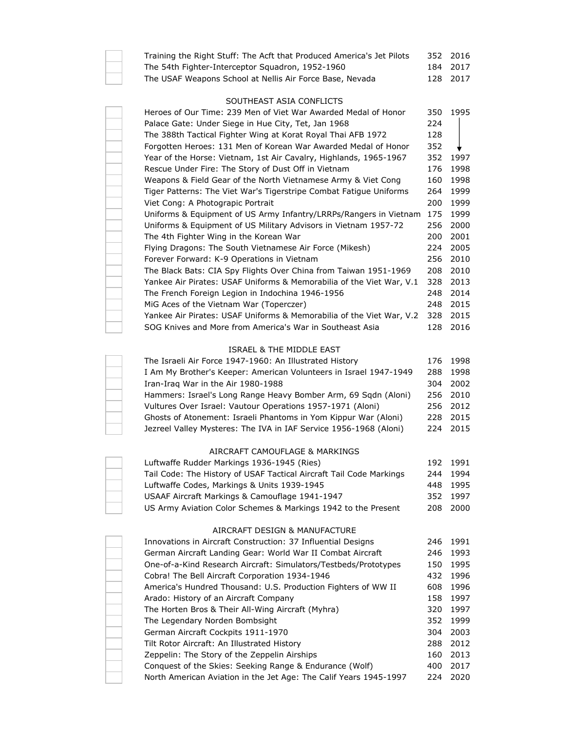| | | | |
|---|---|---|---|
| | Training the Right Stuff: The Acft that Produced America's Jet Pilots | 352 | 2016 |
| | The 54th Fighter-Interceptor Squadron, 1952-1960 | 184 | 2017 |
| | The USAF Weapons School at Nellis Air Force Base, Nevada | 128 | 2017 |

## SOUTHEAST ASIA CONFLICTS

| | | | |
|---|---|---|---|
| | Heroes of Our Time: 239 Men of Viet War Awarded Medal of Honor | 350 | 1995 |
| | Palace Gate: Under Siege in Hue City, Tet, Jan 1968 | 224 | ↓ |
| | The 388th Tactical Fighter Wing at Korat Royal Thai AFB 1972 | 128 | ↓ |
| | Forgotten Heroes: 131 Men of Korean War Awarded Medal of Honor | 352 | ↓ |
| | Year of the Horse: Vietnam, 1st Air Cavalry, Highlands, 1965-1967 | 352 | 1997 |
| | Rescue Under Fire: The Story of Dust Off in Vietnam | 176 | 1998 |
| | Weapons & Field Gear of the North Vietnamese Army & Viet Cong | 160 | 1998 |
| | Tiger Patterns: The Viet War's Tigerstripe Combat Fatigue Uniforms | 264 | 1999 |
| | Viet Cong: A Photograpic Portrait | 200 | 1999 |
| | Uniforms & Equipment of US Army Infantry/LRRPs/Rangers in Vietnam | 175 | 1999 |
| | Uniforms & Equipment of US Military Advisors in Vietnam 1957-72 | 256 | 2000 |
| | The 4th Fighter Wing in the Korean War | 200 | 2001 |
| | Flying Dragons: The South Vietnamese Air Force (Mikesh) | 224 | 2005 |
| | Forever Forward: K-9 Operations in Vietnam | 256 | 2010 |
| | The Black Bats: CIA Spy Flights Over China from Taiwan 1951-1969 | 208 | 2010 |
| | Yankee Air Pirates: USAF Uniforms & Memorabilia of the Viet War, V.1 | 328 | 2013 |
| | The French Foreign Legion in Indochina 1946-1956 | 248 | 2014 |
| | MiG Aces of the Vietnam War (Toperczer) | 248 | 2015 |
| | Yankee Air Pirates: USAF Uniforms & Memorabilia of the Viet War, V.2 | 328 | 2015 |
| | SOG Knives and More from America's War in Southeast Asia | 128 | 2016 |

## ISRAEL & THE MIDDLE EAST

| | | | |
|---|---|---|---|
| | The Israeli Air Force 1947-1960: An Illustrated History | 176 | 1998 |
| | I Am My Brother's Keeper: American Volunteers in Israel 1947-1949 | 288 | 1998 |
| | Iran-Iraq War in the Air 1980-1988 | 304 | 2002 |
| | Hammers: Israel's Long Range Heavy Bomber Arm, 69 Sqdn (Aloni) | 256 | 2010 |
| | Vultures Over Israel: Vautour Operations 1957-1971 (Aloni) | 256 | 2012 |
| | Ghosts of Atonement: Israeli Phantoms in Yom Kippur War (Aloni) | 228 | 2015 |
| | Jezreel Valley Mysteres: The IVA in IAF Service 1956-1968 (Aloni) | 224 | 2015 |

## AIRCRAFT CAMOUFLAGE & MARKINGS

| | | | |
|---|---|---|---|
| | Luftwaffe Rudder Markings 1936-1945 (Ries) | 192 | 1991 |
| | Tail Code: The History of USAF Tactical Aircraft Tail Code Markings | 244 | 1994 |
| | Luftwaffe Codes, Markings & Units 1939-1945 | 448 | 1995 |
| | USAAF Aircraft Markings & Camouflage 1941-1947 | 352 | 1997 |
| | US Army Aviation Color Schemes & Markings 1942 to the Present | 208 | 2000 |

## AIRCRAFT DESIGN & MANUFACTURE

| | | | |
|---|---|---|---|
| | Innovations in Aircraft Construction: 37 Influential Designs | 246 | 1991 |
| | German Aircraft Landing Gear: World War II Combat Aircraft | 246 | 1993 |
| | One-of-a-Kind Research Aircraft: Simulators/Testbeds/Prototypes | 150 | 1995 |
| | Cobra! The Bell Aircraft Corporation 1934-1946 | 432 | 1996 |
| | America's Hundred Thousand: U.S. Production Fighters of WW II | 608 | 1996 |
| | Arado: History of an Aircraft Company | 158 | 1997 |
| | The Horten Bros & Their All-Wing Aircraft (Myhra) | 320 | 1997 |
| | The Legendary Norden Bombsight | 352 | 1999 |
| | German Aircraft Cockpits 1911-1970 | 304 | 2003 |
| | Tilt Rotor Aircraft: An Illustrated History | 288 | 2012 |
| | Zeppelin: The Story of the Zeppelin Airships | 160 | 2013 |
| | Conquest of the Skies: Seeking Range & Endurance (Wolf) | 400 | 2017 |
| | North American Aviation in the Jet Age: The Calif Years 1945-1997 | 224 | 2020 |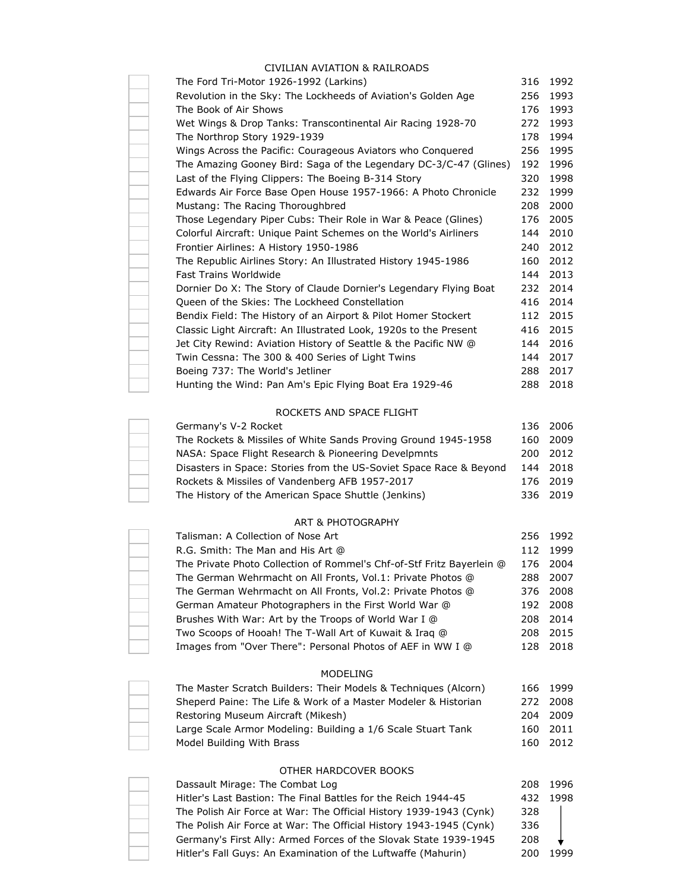## CIVILIAN AVIATION & RAILROADS

| | Title | Pages | Year |
|---|---|---|---|
| | The Ford Tri-Motor 1926-1992 (Larkins) | 316 | 1992 |
| | Revolution in the Sky: The Lockheeds of Aviation's Golden Age | 256 | 1993 |
| | The Book of Air Shows | 176 | 1993 |
| | Wet Wings & Drop Tanks: Transcontinental Air Racing 1928-70 | 272 | 1993 |
| | The Northrop Story 1929-1939 | 178 | 1994 |
| | Wings Across the Pacific: Courageous Aviators who Conquered | 256 | 1995 |
| | The Amazing Gooney Bird: Saga of the Legendary DC-3/C-47 (Glines) | 192 | 1996 |
| | Last of the Flying Clippers: The Boeing B-314 Story | 320 | 1998 |
| | Edwards Air Force Base Open House 1957-1966: A Photo Chronicle | 232 | 1999 |
| | Mustang: The Racing Thoroughbred | 208 | 2000 |
| | Those Legendary Piper Cubs: Their Role in War & Peace (Glines) | 176 | 2005 |
| | Colorful Aircraft: Unique Paint Schemes on the World's Airliners | 144 | 2010 |
| | Frontier Airlines: A History 1950-1986 | 240 | 2012 |
| | The Republic Airlines Story: An Illustrated History 1945-1986 | 160 | 2012 |
| | Fast Trains Worldwide | 144 | 2013 |
| | Dornier Do X: The Story of Claude Dornier's Legendary Flying Boat | 232 | 2014 |
| | Queen of the Skies: The Lockheed Constellation | 416 | 2014 |
| | Bendix Field: The History of an Airport & Pilot Homer Stockert | 112 | 2015 |
| | Classic Light Aircraft: An Illustrated Look, 1920s to the Present | 416 | 2015 |
| | Jet City Rewind: Aviation History of Seattle & the Pacific NW @ | 144 | 2016 |
| | Twin Cessna: The 300 & 400 Series of Light Twins | 144 | 2017 |
| | Boeing 737: The World's Jetliner | 288 | 2017 |
| | Hunting the Wind: Pan Am's Epic Flying Boat Era 1929-46 | 288 | 2018 |

## ROCKETS AND SPACE FLIGHT

| | Title | Pages | Year |
|---|---|---|---|
| | Germany's V-2 Rocket | 136 | 2006 |
| | The Rockets & Missiles of White Sands Proving Ground 1945-1958 | 160 | 2009 |
| | NASA: Space Flight Research & Pioneering Develpmnts | 200 | 2012 |
| | Disasters in Space: Stories from the US-Soviet Space Race & Beyond | 144 | 2018 |
| | Rockets & Missiles of Vandenberg AFB 1957-2017 | 176 | 2019 |
| | The History of the American Space Shuttle (Jenkins) | 336 | 2019 |

## ART & PHOTOGRAPHY

| | Title | Pages | Year |
|---|---|---|---|
| | Talisman: A Collection of Nose Art | 256 | 1992 |
| | R.G. Smith: The Man and His Art @ | 112 | 1999 |
| | The Private Photo Collection of Rommel's Chf-of-Stf Fritz Bayerlein @ | 176 | 2004 |
| | The German Wehrmacht on All Fronts, Vol.1: Private Photos @ | 288 | 2007 |
| | The German Wehrmacht on All Fronts, Vol.2: Private Photos @ | 376 | 2008 |
| | German Amateur Photographers in the First World War @ | 192 | 2008 |
| | Brushes With War: Art by the Troops of World War I @ | 208 | 2014 |
| | Two Scoops of Hooah! The T-Wall Art of Kuwait & Iraq @ | 208 | 2015 |
| | Images from "Over There": Personal Photos of AEF in WW I @ | 128 | 2018 |

## MODELING

| | Title | Pages | Year |
|---|---|---|---|
| | The Master Scratch Builders: Their Models & Techniques (Alcorn) | 166 | 1999 |
| | Sheperd Paine: The Life & Work of a Master Modeler & Historian | 272 | 2008 |
| | Restoring Museum Aircraft (Mikesh) | 204 | 2009 |
| | Large Scale Armor Modeling: Building a 1/6 Scale Stuart Tank | 160 | 2011 |
| | Model Building With Brass | 160 | 2012 |

## OTHER HARDCOVER BOOKS

| | Title | Pages | Year |
|---|---|---|---|
| | Dassault Mirage: The Combat Log | 208 | 1996 |
| | Hitler's Last Bastion: The Final Battles for the Reich 1944-45 | 432 | 1998 |
| | The Polish Air Force at War: The Official History 1939-1943 (Cynk) | 328 | ↓ |
| | The Polish Air Force at War: The Official History 1943-1945 (Cynk) | 336 | ↓ |
| | Germany's First Ally: Armed Forces of the Slovak State 1939-1945 | 208 | ↓ |
| | Hitler's Fall Guys: An Examination of the Luftwaffe (Mahurin) | 200 | 1999 |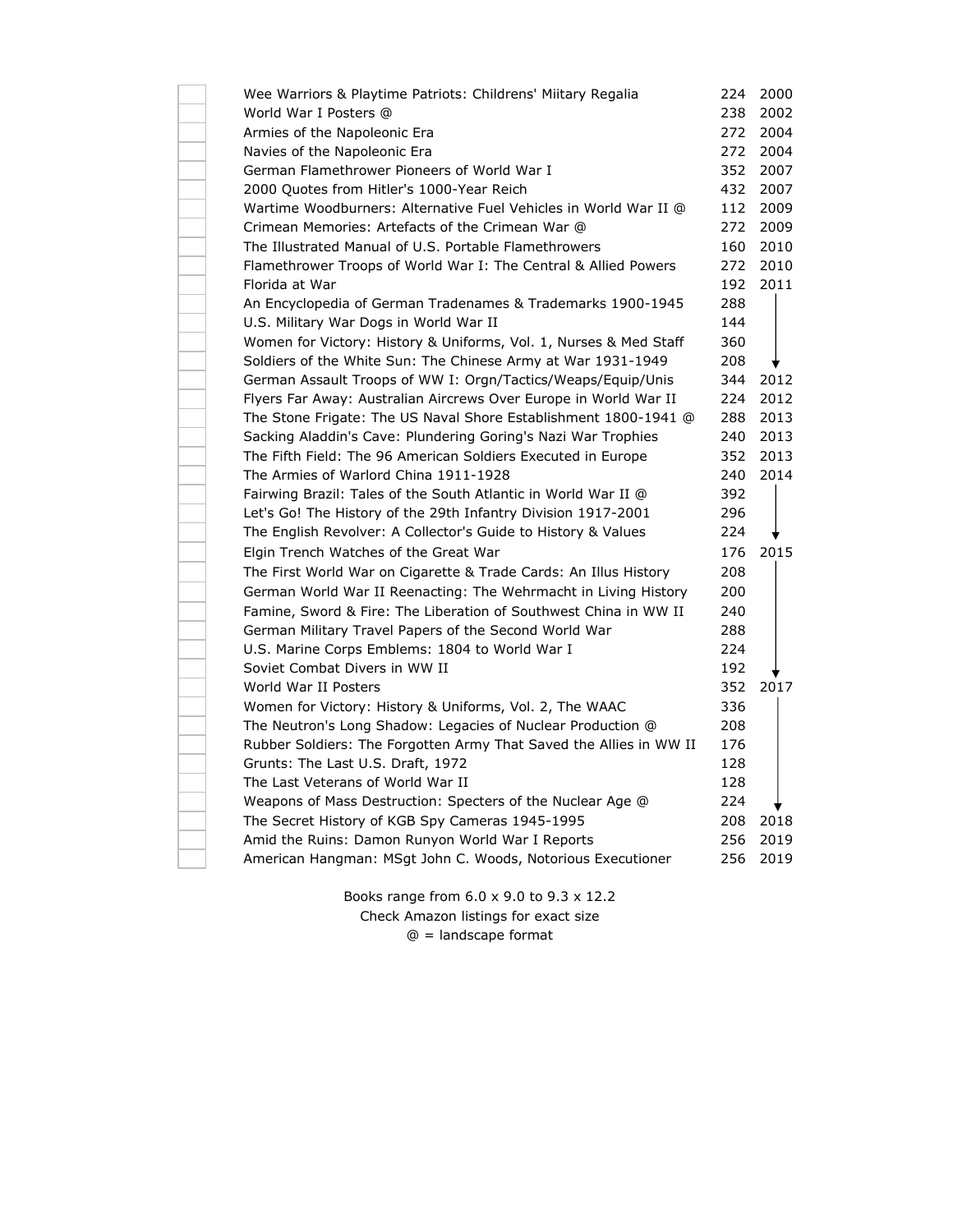| | | | |
|---|---|---|---|
| | Wee Warriors & Playtime Patriots: Childrens' Miitary Regalia | 224 | 2000 |
| | World War I Posters @ | 238 | 2002 |
| | Armies of the Napoleonic Era | 272 | 2004 |
| | Navies of the Napoleonic Era | 272 | 2004 |
| | German Flamethrower Pioneers of World War I | 352 | 2007 |
| | 2000 Quotes from Hitler's 1000-Year Reich | 432 | 2007 |
| | Wartime Woodburners: Alternative Fuel Vehicles in World War II @ | 112 | 2009 |
| | Crimean Memories: Artefacts of the Crimean War @ | 272 | 2009 |
| | The Illustrated Manual of U.S. Portable Flamethrowers | 160 | 2010 |
| | Flamethrower Troops of World War I: The Central & Allied Powers | 272 | 2010 |
| | Florida at War | 192 | 2011 |
| | An Encyclopedia of German Tradenames & Trademarks 1900-1945 | 288 | ↓ |
| | U.S. Military War Dogs in World War II | 144 | ↓ |
| | Women for Victory: History & Uniforms, Vol. 1, Nurses & Med Staff | 360 | ↓ |
| | Soldiers of the White Sun: The Chinese Army at War 1931-1949 | 208 | ↓ |
| | German Assault Troops of WW I: Orgn/Tactics/Weaps/Equip/Unis | 344 | 2012 |
| | Flyers Far Away: Australian Aircrews Over Europe in World War II | 224 | 2012 |
| | The Stone Frigate: The US Naval Shore Establishment 1800-1941 @ | 288 | 2013 |
| | Sacking Aladdin's Cave: Plundering Goring's Nazi War Trophies | 240 | 2013 |
| | The Fifth Field: The 96 American Soldiers Executed in Europe | 352 | 2013 |
| | The Armies of Warlord China 1911-1928 | 240 | 2014 |
| | Fairwing Brazil: Tales of the South Atlantic in World War II @ | 392 | ↓ |
| | Let's Go! The History of the 29th Infantry Division 1917-2001 | 296 | ↓ |
| | The English Revolver: A Collector's Guide to History & Values | 224 | ↓ |
| | Elgin Trench Watches of the Great War | 176 | 2015 |
| | The First World War on Cigarette & Trade Cards: An Illus History | 208 | ↓ |
| | German World War II Reenacting: The Wehrmacht in Living History | 200 | ↓ |
| | Famine, Sword & Fire: The Liberation of Southwest China in WW II | 240 | ↓ |
| | German Military Travel Papers of the Second World War | 288 | ↓ |
| | U.S. Marine Corps Emblems: 1804 to World War I | 224 | ↓ |
| | Soviet Combat Divers in WW II | 192 | ↓ |
| | World War II Posters | 352 | 2017 |
| | Women for Victory: History & Uniforms, Vol. 2, The WAAC | 336 | ↓ |
| | The Neutron's Long Shadow: Legacies of Nuclear Production @ | 208 | ↓ |
| | Rubber Soldiers: The Forgotten Army That Saved the Allies in WW II | 176 | ↓ |
| | Grunts: The Last U.S. Draft, 1972 | 128 | ↓ |
| | The Last Veterans of World War II | 128 | ↓ |
| | Weapons of Mass Destruction: Specters of the Nuclear Age @ | 224 | ↓ |
| | The Secret History of KGB Spy Cameras 1945-1995 | 208 | 2018 |
| | Amid the Ruins: Damon Runyon World War I Reports | 256 | 2019 |
| | American Hangman: MSgt John C. Woods, Notorious Executioner | 256 | 2019 |

Books range from 6.0 x 9.0 to 9.3 x 12.2
Check Amazon listings for exact size
@ = landscape format